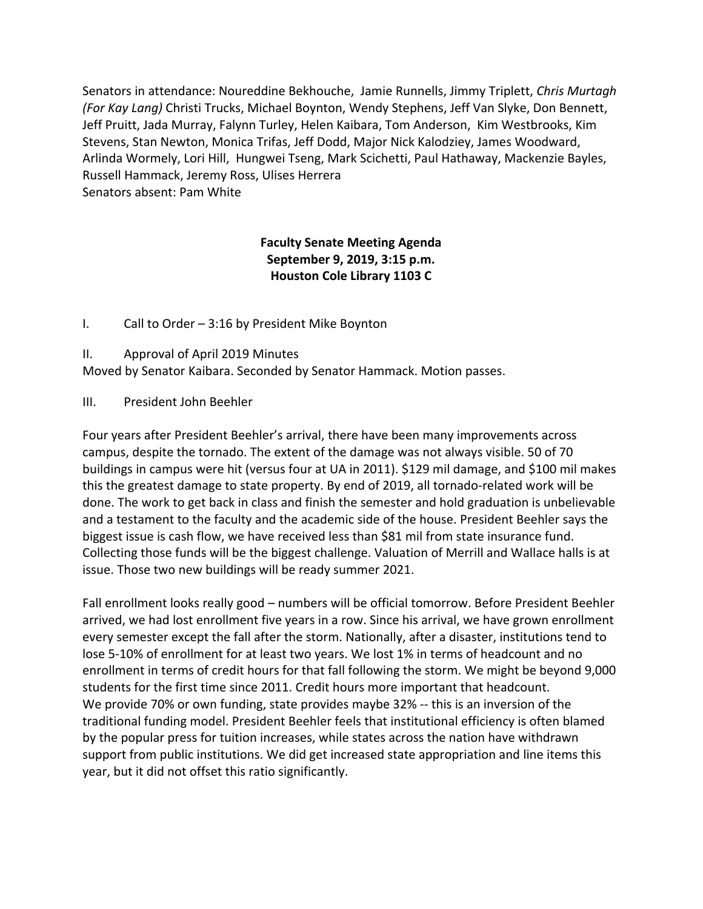Senators in attendance: Noureddine Bekhouche, Jamie Runnells, Jimmy Triplett, *Chris Murtagh (For Kay Lang)* Christi Trucks, Michael Boynton, Wendy Stephens, Jeff Van Slyke, Don Bennett, Jeff Pruitt, Jada Murray, Falynn Turley, Helen Kaibara, Tom Anderson, Kim Westbrooks, Kim Stevens, Stan Newton, Monica Trifas, Jeff Dodd, Major Nick Kalodziey, James Woodward, Arlinda Wormely, Lori Hill, Hungwei Tseng, Mark Scichetti, Paul Hathaway, Mackenzie Bayles, Russell Hammack, Jeremy Ross, Ulises Herrera
Senators absent: Pam White

**Faculty Senate Meeting Agenda**
**September 9, 2019, 3:15 p.m.**
**Houston Cole Library 1103 C**

I. Call to Order – 3:16 by President Mike Boynton

II. Approval of April 2019 Minutes
Moved by Senator Kaibara. Seconded by Senator Hammack. Motion passes.

III. President John Beehler

Four years after President Beehler's arrival, there have been many improvements across campus, despite the tornado. The extent of the damage was not always visible. 50 of 70 buildings in campus were hit (versus four at UA in 2011). $129 mil damage, and $100 mil makes this the greatest damage to state property. By end of 2019, all tornado-related work will be done. The work to get back in class and finish the semester and hold graduation is unbelievable and a testament to the faculty and the academic side of the house. President Beehler says the biggest issue is cash flow, we have received less than $81 mil from state insurance fund. Collecting those funds will be the biggest challenge. Valuation of Merrill and Wallace halls is at issue. Those two new buildings will be ready summer 2021.

Fall enrollment looks really good – numbers will be official tomorrow. Before President Beehler arrived, we had lost enrollment five years in a row. Since his arrival, we have grown enrollment every semester except the fall after the storm. Nationally, after a disaster, institutions tend to lose 5-10% of enrollment for at least two years. We lost 1% in terms of headcount and no enrollment in terms of credit hours for that fall following the storm. We might be beyond 9,000 students for the first time since 2011. Credit hours more important that headcount.
We provide 70% or own funding, state provides maybe 32% -- this is an inversion of the traditional funding model. President Beehler feels that institutional efficiency is often blamed by the popular press for tuition increases, while states across the nation have withdrawn support from public institutions. We did get increased state appropriation and line items this year, but it did not offset this ratio significantly.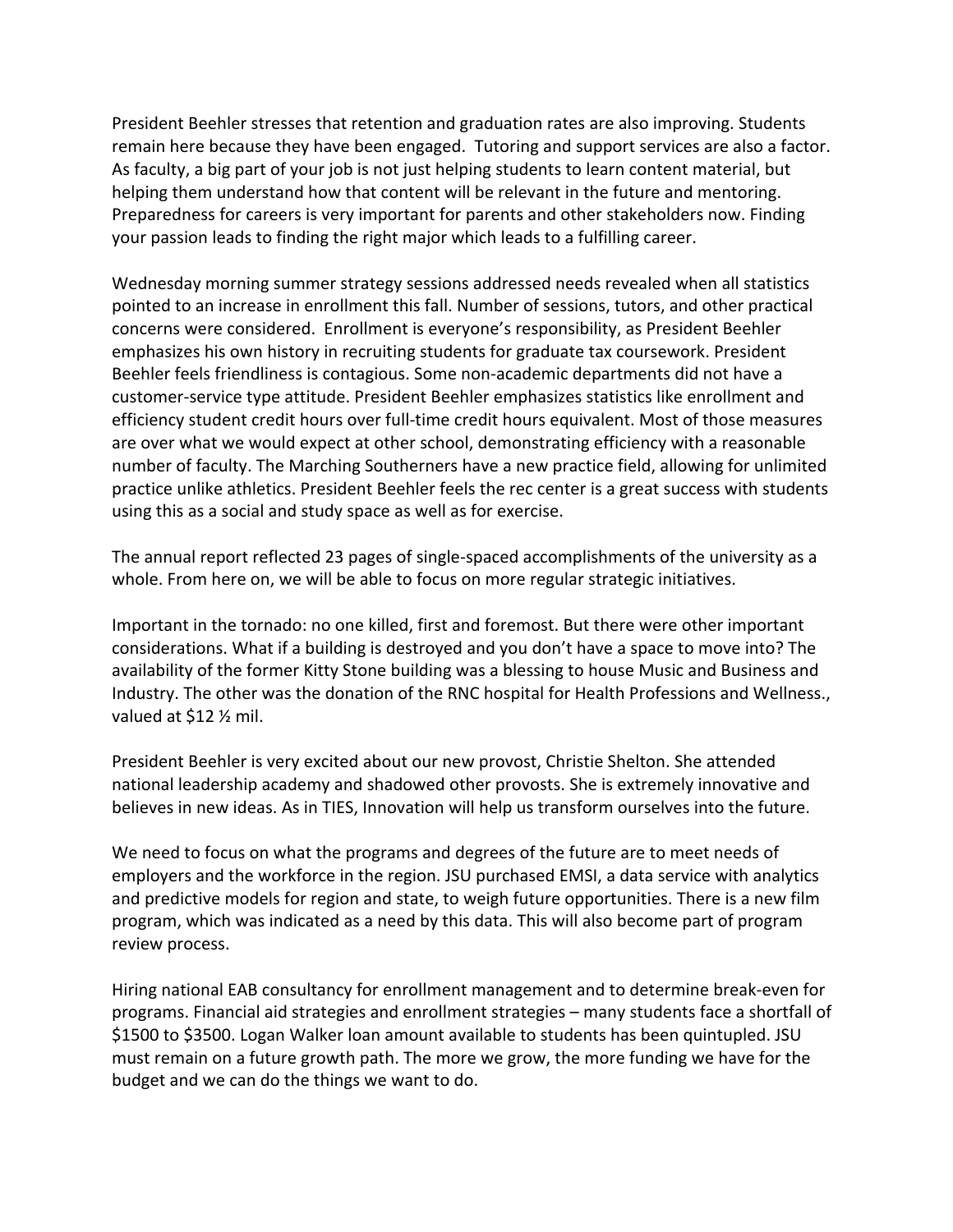President Beehler stresses that retention and graduation rates are also improving. Students remain here because they have been engaged. Tutoring and support services are also a factor. As faculty, a big part of your job is not just helping students to learn content material, but helping them understand how that content will be relevant in the future and mentoring. Preparedness for careers is very important for parents and other stakeholders now. Finding your passion leads to finding the right major which leads to a fulfilling career.

Wednesday morning summer strategy sessions addressed needs revealed when all statistics pointed to an increase in enrollment this fall. Number of sessions, tutors, and other practical concerns were considered. Enrollment is everyone's responsibility, as President Beehler emphasizes his own history in recruiting students for graduate tax coursework. President Beehler feels friendliness is contagious. Some non-academic departments did not have a customer-service type attitude. President Beehler emphasizes statistics like enrollment and efficiency student credit hours over full-time credit hours equivalent. Most of those measures are over what we would expect at other school, demonstrating efficiency with a reasonable number of faculty. The Marching Southerners have a new practice field, allowing for unlimited practice unlike athletics. President Beehler feels the rec center is a great success with students using this as a social and study space as well as for exercise.

The annual report reflected 23 pages of single-spaced accomplishments of the university as a whole. From here on, we will be able to focus on more regular strategic initiatives.

Important in the tornado: no one killed, first and foremost. But there were other important considerations. What if a building is destroyed and you don't have a space to move into? The availability of the former Kitty Stone building was a blessing to house Music and Business and Industry. The other was the donation of the RNC hospital for Health Professions and Wellness., valued at $12 ½ mil.

President Beehler is very excited about our new provost, Christie Shelton. She attended national leadership academy and shadowed other provosts. She is extremely innovative and believes in new ideas. As in TIES, Innovation will help us transform ourselves into the future.

We need to focus on what the programs and degrees of the future are to meet needs of employers and the workforce in the region. JSU purchased EMSI, a data service with analytics and predictive models for region and state, to weigh future opportunities. There is a new film program, which was indicated as a need by this data. This will also become part of program review process.

Hiring national EAB consultancy for enrollment management and to determine break-even for programs. Financial aid strategies and enrollment strategies – many students face a shortfall of $1500 to $3500. Logan Walker loan amount available to students has been quintupled. JSU must remain on a future growth path. The more we grow, the more funding we have for the budget and we can do the things we want to do.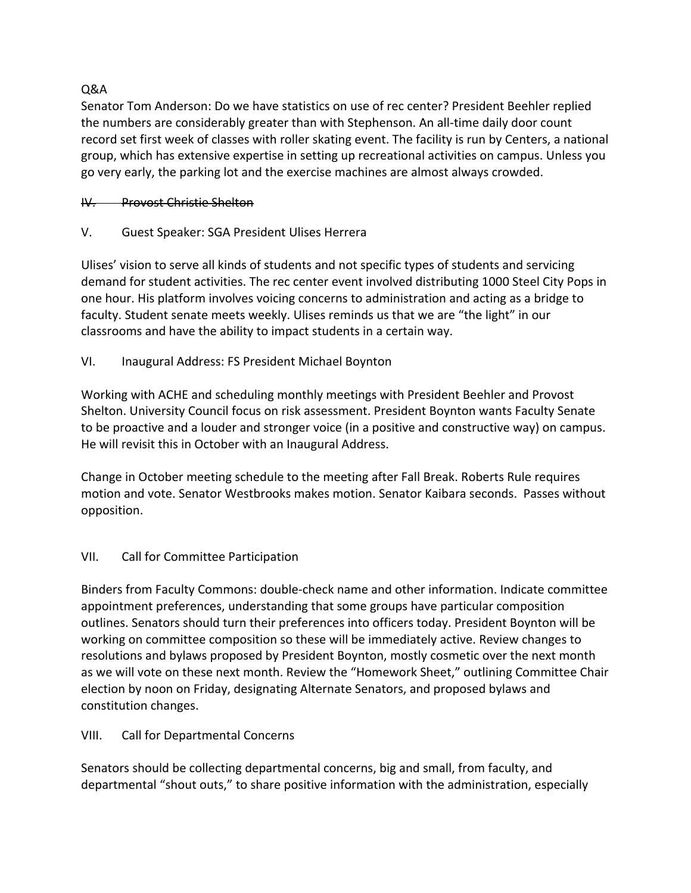Q&A

Senator Tom Anderson: Do we have statistics on use of rec center? President Beehler replied the numbers are considerably greater than with Stephenson. An all-time daily door count record set first week of classes with roller skating event. The facility is run by Centers, a national group, which has extensive expertise in setting up recreational activities on campus. Unless you go very early, the parking lot and the exercise machines are almost always crowded.

~~IV. Provost Christie Shelton~~

V. Guest Speaker: SGA President Ulises Herrera

Ulises' vision to serve all kinds of students and not specific types of students and servicing demand for student activities. The rec center event involved distributing 1000 Steel City Pops in one hour. His platform involves voicing concerns to administration and acting as a bridge to faculty. Student senate meets weekly. Ulises reminds us that we are "the light" in our classrooms and have the ability to impact students in a certain way.

VI. Inaugural Address: FS President Michael Boynton

Working with ACHE and scheduling monthly meetings with President Beehler and Provost Shelton. University Council focus on risk assessment. President Boynton wants Faculty Senate to be proactive and a louder and stronger voice (in a positive and constructive way) on campus. He will revisit this in October with an Inaugural Address.

Change in October meeting schedule to the meeting after Fall Break. Roberts Rule requires motion and vote. Senator Westbrooks makes motion. Senator Kaibara seconds. Passes without opposition.

VII. Call for Committee Participation

Binders from Faculty Commons: double-check name and other information. Indicate committee appointment preferences, understanding that some groups have particular composition outlines. Senators should turn their preferences into officers today. President Boynton will be working on committee composition so these will be immediately active. Review changes to resolutions and bylaws proposed by President Boynton, mostly cosmetic over the next month as we will vote on these next month. Review the "Homework Sheet," outlining Committee Chair election by noon on Friday, designating Alternate Senators, and proposed bylaws and constitution changes.

VIII. Call for Departmental Concerns

Senators should be collecting departmental concerns, big and small, from faculty, and departmental "shout outs," to share positive information with the administration, especially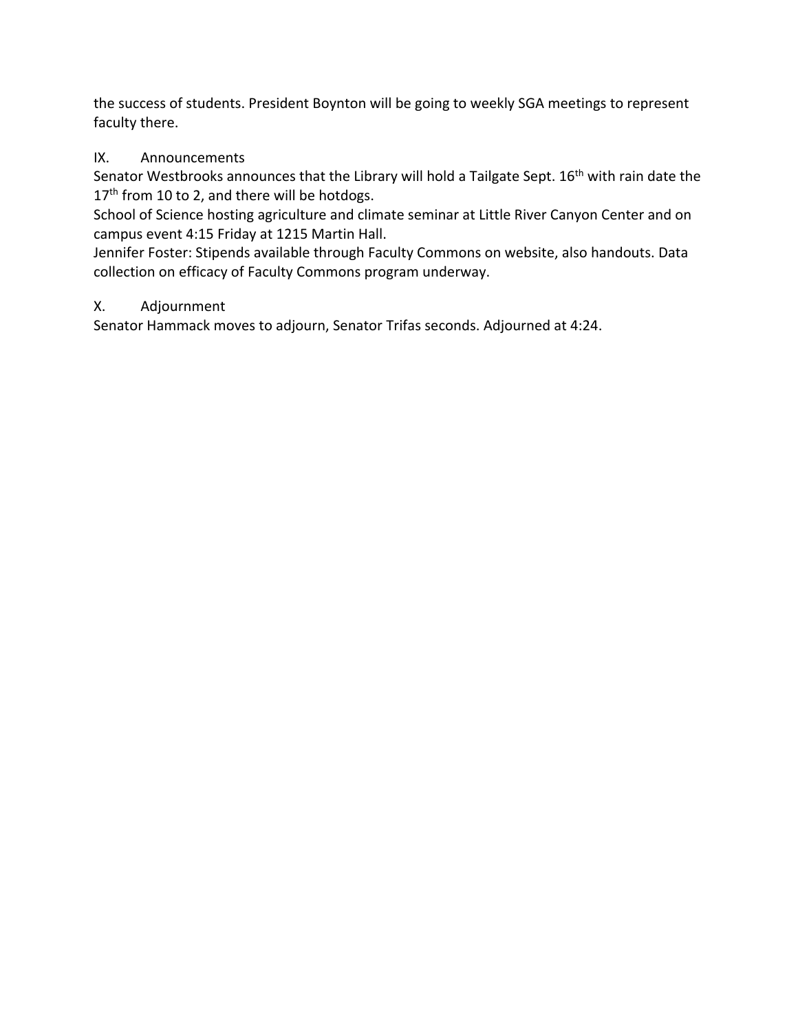the success of students. President Boynton will be going to weekly SGA meetings to represent faculty there.

## IX. Announcements

Senator Westbrooks announces that the Library will hold a Tailgate Sept. 16th with rain date the 17th from 10 to 2, and there will be hotdogs.

School of Science hosting agriculture and climate seminar at Little River Canyon Center and on campus event 4:15 Friday at 1215 Martin Hall.

Jennifer Foster: Stipends available through Faculty Commons on website, also handouts. Data collection on efficacy of Faculty Commons program underway.

## X. Adjournment

Senator Hammack moves to adjourn, Senator Trifas seconds. Adjourned at 4:24.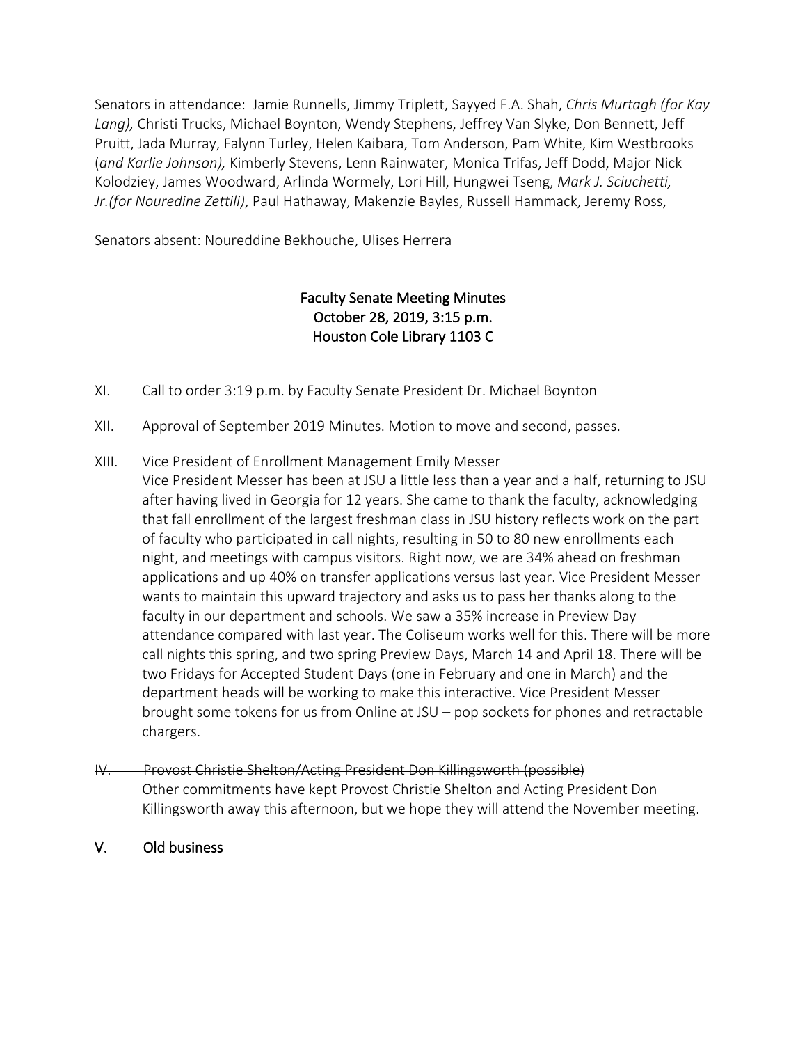Senators in attendance: Jamie Runnells, Jimmy Triplett, Sayyed F.A. Shah, *Chris Murtagh (for Kay Lang),* Christi Trucks, Michael Boynton, Wendy Stephens, Jeffrey Van Slyke, Don Bennett, Jeff Pruitt, Jada Murray, Falynn Turley, Helen Kaibara, Tom Anderson, Pam White, Kim Westbrooks (*and Karlie Johnson),* Kimberly Stevens, Lenn Rainwater, Monica Trifas, Jeff Dodd, Major Nick Kolodziey, James Woodward, Arlinda Wormely, Lori Hill, Hungwei Tseng, *Mark J. Sciuchetti, Jr.(for Nouredine Zettili)*, Paul Hathaway, Makenzie Bayles, Russell Hammack, Jeremy Ross,

Senators absent: Noureddine Bekhouche, Ulises Herrera

## Faculty Senate Meeting Minutes
## October 28, 2019, 3:15 p.m.
## Houston Cole Library 1103 C

XI. Call to order 3:19 p.m. by Faculty Senate President Dr. Michael Boynton

XII. Approval of September 2019 Minutes. Motion to move and second, passes.

XIII. Vice President of Enrollment Management Emily Messer

Vice President Messer has been at JSU a little less than a year and a half, returning to JSU after having lived in Georgia for 12 years. She came to thank the faculty, acknowledging that fall enrollment of the largest freshman class in JSU history reflects work on the part of faculty who participated in call nights, resulting in 50 to 80 new enrollments each night, and meetings with campus visitors. Right now, we are 34% ahead on freshman applications and up 40% on transfer applications versus last year. Vice President Messer wants to maintain this upward trajectory and asks us to pass her thanks along to the faculty in our department and schools. We saw a 35% increase in Preview Day attendance compared with last year. The Coliseum works well for this. There will be more call nights this spring, and two spring Preview Days, March 14 and April 18. There will be two Fridays for Accepted Student Days (one in February and one in March) and the department heads will be working to make this interactive. Vice President Messer brought some tokens for us from Online at JSU – pop sockets for phones and retractable chargers.

~~IV. Provost Christie Shelton/Acting President Don Killingsworth (possible)~~

Other commitments have kept Provost Christie Shelton and Acting President Don Killingsworth away this afternoon, but we hope they will attend the November meeting.

## V. Old business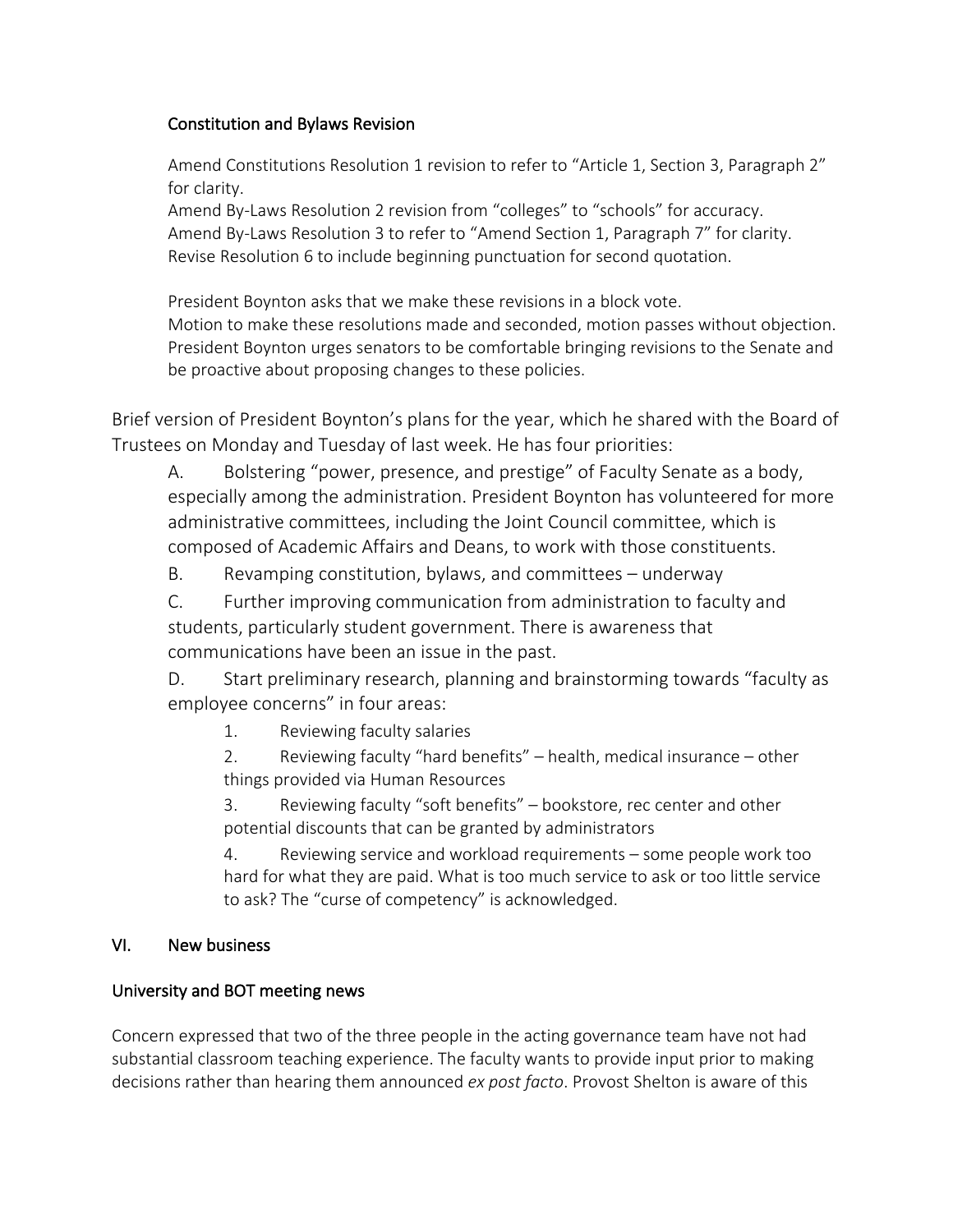### Constitution and Bylaws Revision

Amend Constitutions Resolution 1 revision to refer to "Article 1, Section 3, Paragraph 2" for clarity.
Amend By-Laws Resolution 2 revision from "colleges" to "schools" for accuracy.
Amend By-Laws Resolution 3 to refer to "Amend Section 1, Paragraph 7" for clarity.
Revise Resolution 6 to include beginning punctuation for second quotation.

President Boynton asks that we make these revisions in a block vote.
Motion to make these resolutions made and seconded, motion passes without objection.
President Boynton urges senators to be comfortable bringing revisions to the Senate and be proactive about proposing changes to these policies.

Brief version of President Boynton's plans for the year, which he shared with the Board of Trustees on Monday and Tuesday of last week. He has four priorities:

A. Bolstering "power, presence, and prestige" of Faculty Senate as a body, especially among the administration. President Boynton has volunteered for more administrative committees, including the Joint Council committee, which is composed of Academic Affairs and Deans, to work with those constituents.

B. Revamping constitution, bylaws, and committees – underway

C. Further improving communication from administration to faculty and students, particularly student government. There is awareness that communications have been an issue in the past.

D. Start preliminary research, planning and brainstorming towards "faculty as employee concerns" in four areas:

1. Reviewing faculty salaries
2. Reviewing faculty "hard benefits" – health, medical insurance – other things provided via Human Resources
3. Reviewing faculty "soft benefits" – bookstore, rec center and other potential discounts that can be granted by administrators
4. Reviewing service and workload requirements – some people work too hard for what they are paid. What is too much service to ask or too little service to ask? The "curse of competency" is acknowledged.

## VI. New business

### University and BOT meeting news

Concern expressed that two of the three people in the acting governance team have not had substantial classroom teaching experience. The faculty wants to provide input prior to making decisions rather than hearing them announced *ex post facto*. Provost Shelton is aware of this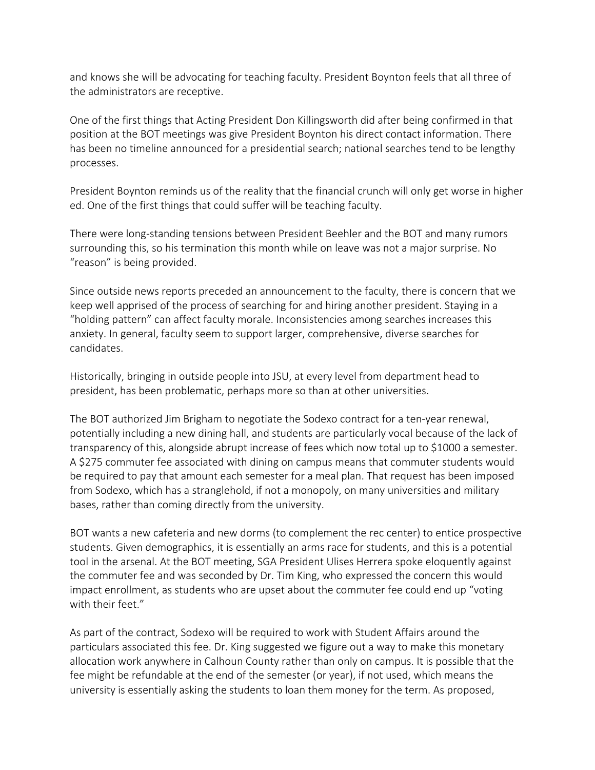and knows she will be advocating for teaching faculty. President Boynton feels that all three of the administrators are receptive.

One of the first things that Acting President Don Killingsworth did after being confirmed in that position at the BOT meetings was give President Boynton his direct contact information. There has been no timeline announced for a presidential search; national searches tend to be lengthy processes.

President Boynton reminds us of the reality that the financial crunch will only get worse in higher ed. One of the first things that could suffer will be teaching faculty.

There were long-standing tensions between President Beehler and the BOT and many rumors surrounding this, so his termination this month while on leave was not a major surprise. No "reason" is being provided.

Since outside news reports preceded an announcement to the faculty, there is concern that we keep well apprised of the process of searching for and hiring another president. Staying in a "holding pattern" can affect faculty morale. Inconsistencies among searches increases this anxiety. In general, faculty seem to support larger, comprehensive, diverse searches for candidates.

Historically, bringing in outside people into JSU, at every level from department head to president, has been problematic, perhaps more so than at other universities.

The BOT authorized Jim Brigham to negotiate the Sodexo contract for a ten-year renewal, potentially including a new dining hall, and students are particularly vocal because of the lack of transparency of this, alongside abrupt increase of fees which now total up to $1000 a semester. A $275 commuter fee associated with dining on campus means that commuter students would be required to pay that amount each semester for a meal plan. That request has been imposed from Sodexo, which has a stranglehold, if not a monopoly, on many universities and military bases, rather than coming directly from the university.

BOT wants a new cafeteria and new dorms (to complement the rec center) to entice prospective students. Given demographics, it is essentially an arms race for students, and this is a potential tool in the arsenal. At the BOT meeting, SGA President Ulises Herrera spoke eloquently against the commuter fee and was seconded by Dr. Tim King, who expressed the concern this would impact enrollment, as students who are upset about the commuter fee could end up "voting with their feet."

As part of the contract, Sodexo will be required to work with Student Affairs around the particulars associated this fee. Dr. King suggested we figure out a way to make this monetary allocation work anywhere in Calhoun County rather than only on campus. It is possible that the fee might be refundable at the end of the semester (or year), if not used, which means the university is essentially asking the students to loan them money for the term. As proposed,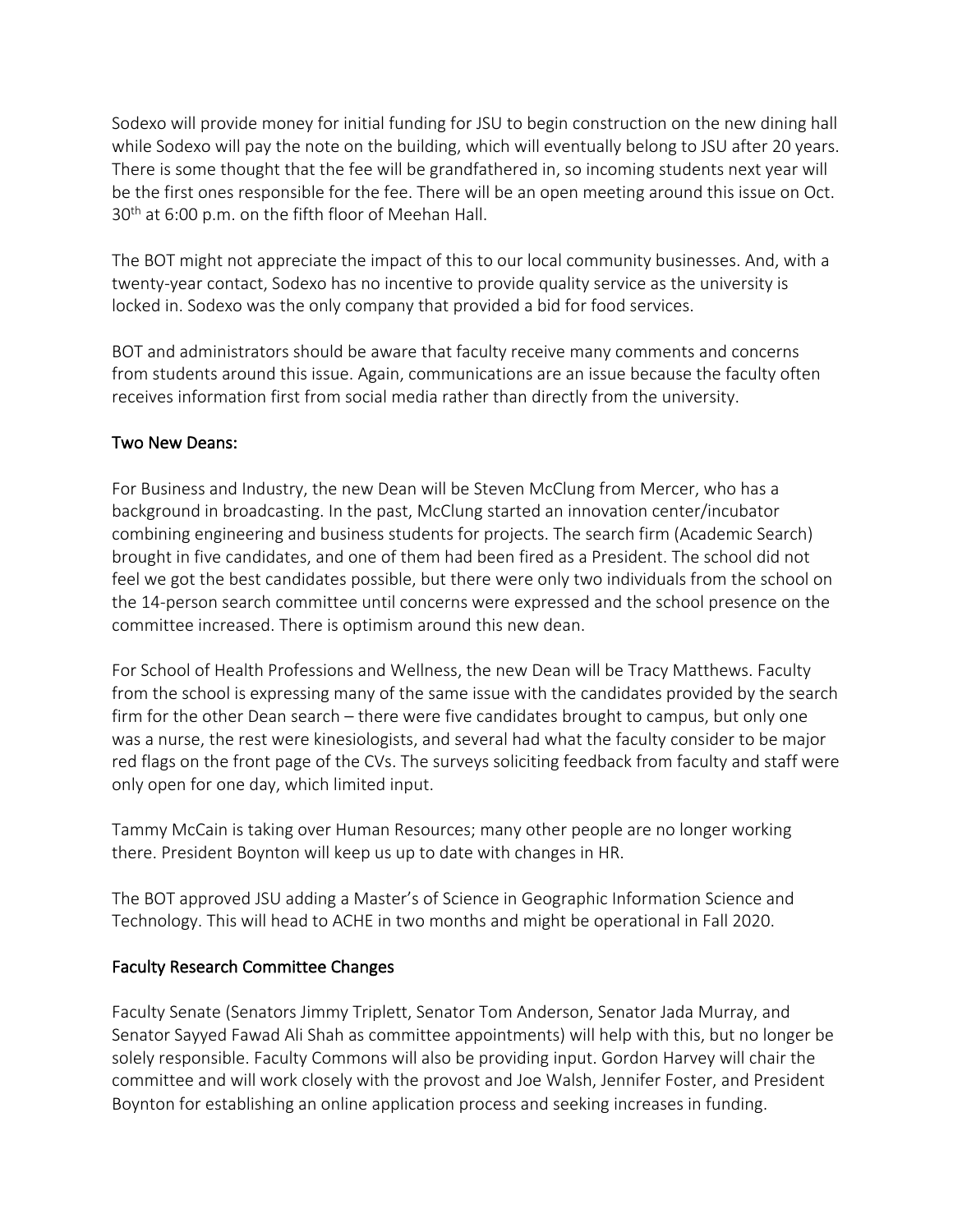Sodexo will provide money for initial funding for JSU to begin construction on the new dining hall while Sodexo will pay the note on the building, which will eventually belong to JSU after 20 years. There is some thought that the fee will be grandfathered in, so incoming students next year will be the first ones responsible for the fee. There will be an open meeting around this issue on Oct. 30th at 6:00 p.m. on the fifth floor of Meehan Hall.

The BOT might not appreciate the impact of this to our local community businesses. And, with a twenty-year contact, Sodexo has no incentive to provide quality service as the university is locked in. Sodexo was the only company that provided a bid for food services.

BOT and administrators should be aware that faculty receive many comments and concerns from students around this issue. Again, communications are an issue because the faculty often receives information first from social media rather than directly from the university.

## Two New Deans:

For Business and Industry, the new Dean will be Steven McClung from Mercer, who has a background in broadcasting. In the past, McClung started an innovation center/incubator combining engineering and business students for projects. The search firm (Academic Search) brought in five candidates, and one of them had been fired as a President. The school did not feel we got the best candidates possible, but there were only two individuals from the school on the 14-person search committee until concerns were expressed and the school presence on the committee increased. There is optimism around this new dean.

For School of Health Professions and Wellness, the new Dean will be Tracy Matthews. Faculty from the school is expressing many of the same issue with the candidates provided by the search firm for the other Dean search – there were five candidates brought to campus, but only one was a nurse, the rest were kinesiologists, and several had what the faculty consider to be major red flags on the front page of the CVs. The surveys soliciting feedback from faculty and staff were only open for one day, which limited input.

Tammy McCain is taking over Human Resources; many other people are no longer working there. President Boynton will keep us up to date with changes in HR.

The BOT approved JSU adding a Master's of Science in Geographic Information Science and Technology. This will head to ACHE in two months and might be operational in Fall 2020.

## Faculty Research Committee Changes

Faculty Senate (Senators Jimmy Triplett, Senator Tom Anderson, Senator Jada Murray, and Senator Sayyed Fawad Ali Shah as committee appointments) will help with this, but no longer be solely responsible. Faculty Commons will also be providing input. Gordon Harvey will chair the committee and will work closely with the provost and Joe Walsh, Jennifer Foster, and President Boynton for establishing an online application process and seeking increases in funding.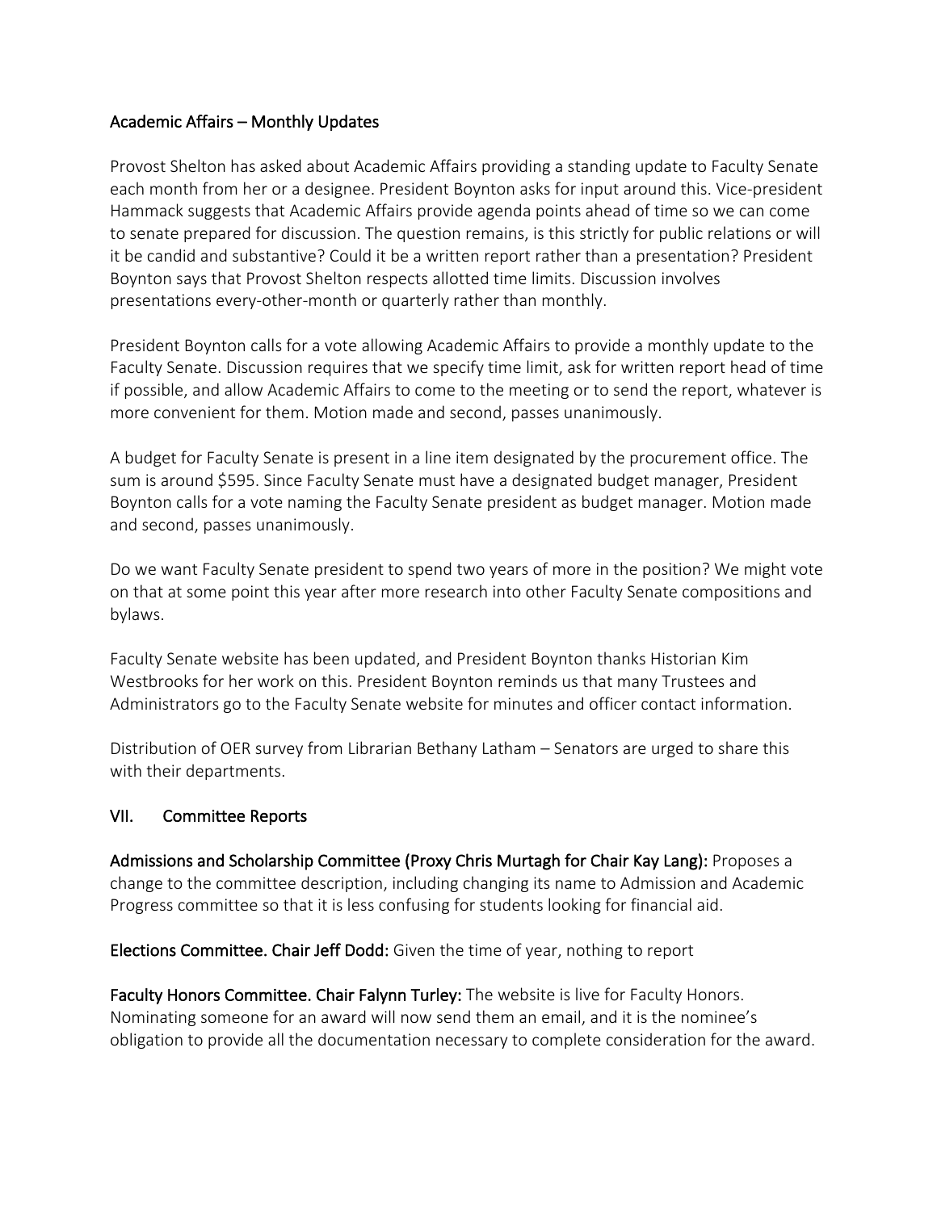Academic Affairs – Monthly Updates

Provost Shelton has asked about Academic Affairs providing a standing update to Faculty Senate each month from her or a designee. President Boynton asks for input around this. Vice-president Hammack suggests that Academic Affairs provide agenda points ahead of time so we can come to senate prepared for discussion. The question remains, is this strictly for public relations or will it be candid and substantive? Could it be a written report rather than a presentation? President Boynton says that Provost Shelton respects allotted time limits. Discussion involves presentations every-other-month or quarterly rather than monthly.

President Boynton calls for a vote allowing Academic Affairs to provide a monthly update to the Faculty Senate. Discussion requires that we specify time limit, ask for written report head of time if possible, and allow Academic Affairs to come to the meeting or to send the report, whatever is more convenient for them. Motion made and second, passes unanimously.

A budget for Faculty Senate is present in a line item designated by the procurement office. The sum is around $595. Since Faculty Senate must have a designated budget manager, President Boynton calls for a vote naming the Faculty Senate president as budget manager. Motion made and second, passes unanimously.

Do we want Faculty Senate president to spend two years of more in the position? We might vote on that at some point this year after more research into other Faculty Senate compositions and bylaws.

Faculty Senate website has been updated, and President Boynton thanks Historian Kim Westbrooks for her work on this. President Boynton reminds us that many Trustees and Administrators go to the Faculty Senate website for minutes and officer contact information.

Distribution of OER survey from Librarian Bethany Latham – Senators are urged to share this with their departments.

## VII. Committee Reports

**Admissions and Scholarship Committee (Proxy Chris Murtagh for Chair Kay Lang):** Proposes a change to the committee description, including changing its name to Admission and Academic Progress committee so that it is less confusing for students looking for financial aid.

**Elections Committee. Chair Jeff Dodd:** Given the time of year, nothing to report

**Faculty Honors Committee. Chair Falynn Turley:** The website is live for Faculty Honors. Nominating someone for an award will now send them an email, and it is the nominee's obligation to provide all the documentation necessary to complete consideration for the award.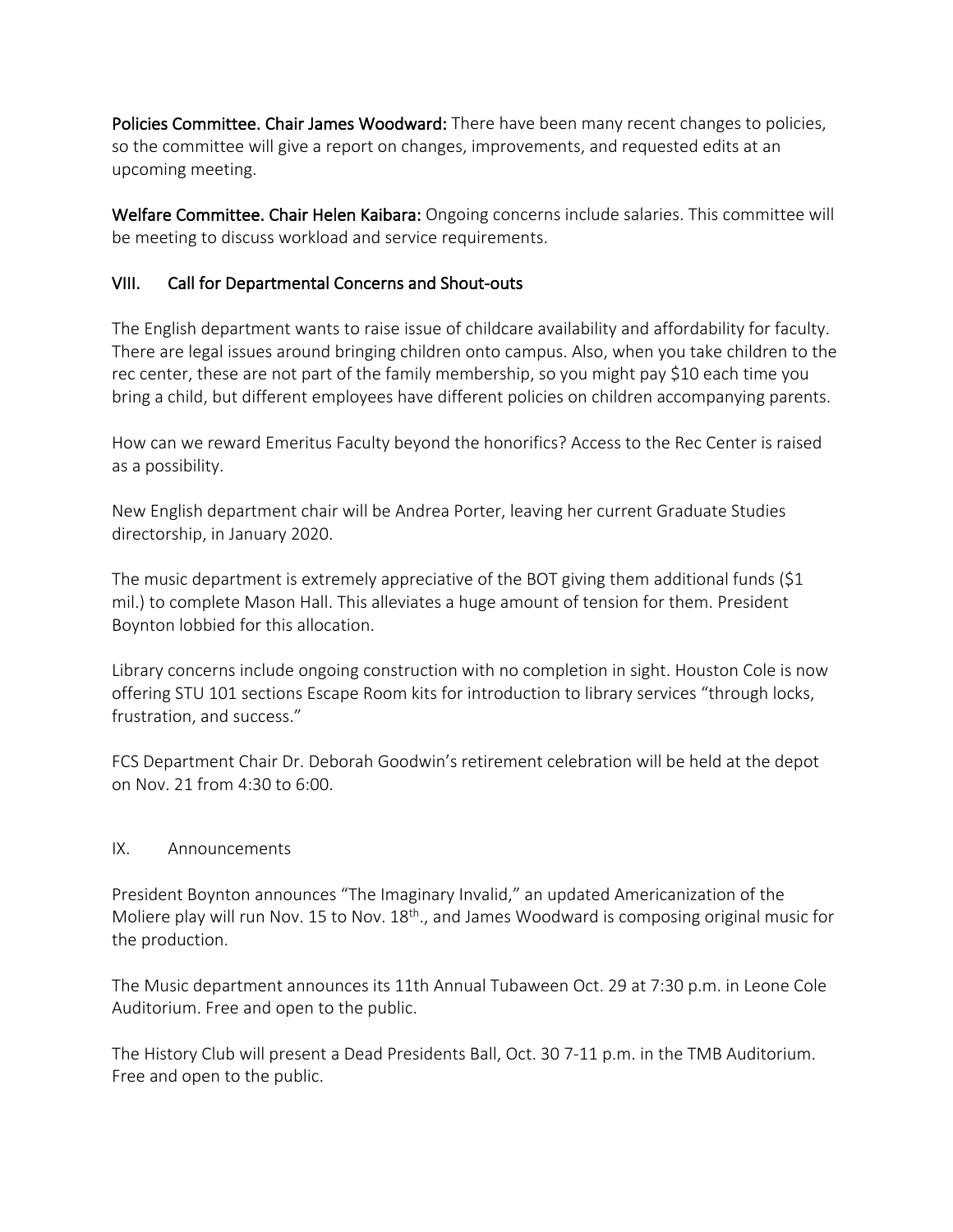**Policies Committee. Chair James Woodward:** There have been many recent changes to policies, so the committee will give a report on changes, improvements, and requested edits at an upcoming meeting.

**Welfare Committee. Chair Helen Kaibara:** Ongoing concerns include salaries. This committee will be meeting to discuss workload and service requirements.

## VIII. Call for Departmental Concerns and Shout-outs

The English department wants to raise issue of childcare availability and affordability for faculty. There are legal issues around bringing children onto campus. Also, when you take children to the rec center, these are not part of the family membership, so you might pay $10 each time you bring a child, but different employees have different policies on children accompanying parents.

How can we reward Emeritus Faculty beyond the honorifics? Access to the Rec Center is raised as a possibility.

New English department chair will be Andrea Porter, leaving her current Graduate Studies directorship, in January 2020.

The music department is extremely appreciative of the BOT giving them additional funds ($1 mil.) to complete Mason Hall. This alleviates a huge amount of tension for them. President Boynton lobbied for this allocation.

Library concerns include ongoing construction with no completion in sight. Houston Cole is now offering STU 101 sections Escape Room kits for introduction to library services "through locks, frustration, and success."

FCS Department Chair Dr. Deborah Goodwin's retirement celebration will be held at the depot on Nov. 21 from 4:30 to 6:00.

## IX. Announcements

President Boynton announces "The Imaginary Invalid," an updated Americanization of the Moliere play will run Nov. 15 to Nov. 18th., and James Woodward is composing original music for the production.

The Music department announces its 11th Annual Tubaween Oct. 29 at 7:30 p.m. in Leone Cole Auditorium. Free and open to the public.

The History Club will present a Dead Presidents Ball, Oct. 30 7-11 p.m. in the TMB Auditorium. Free and open to the public.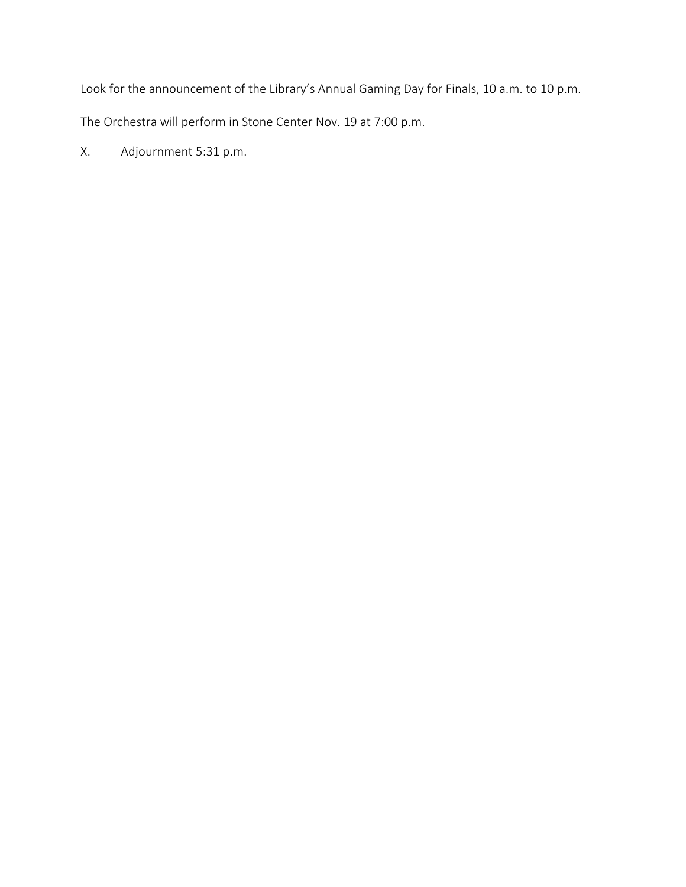Look for the announcement of the Library's Annual Gaming Day for Finals, 10 a.m. to 10 p.m.

The Orchestra will perform in Stone Center Nov. 19 at 7:00 p.m.

X. Adjournment 5:31 p.m.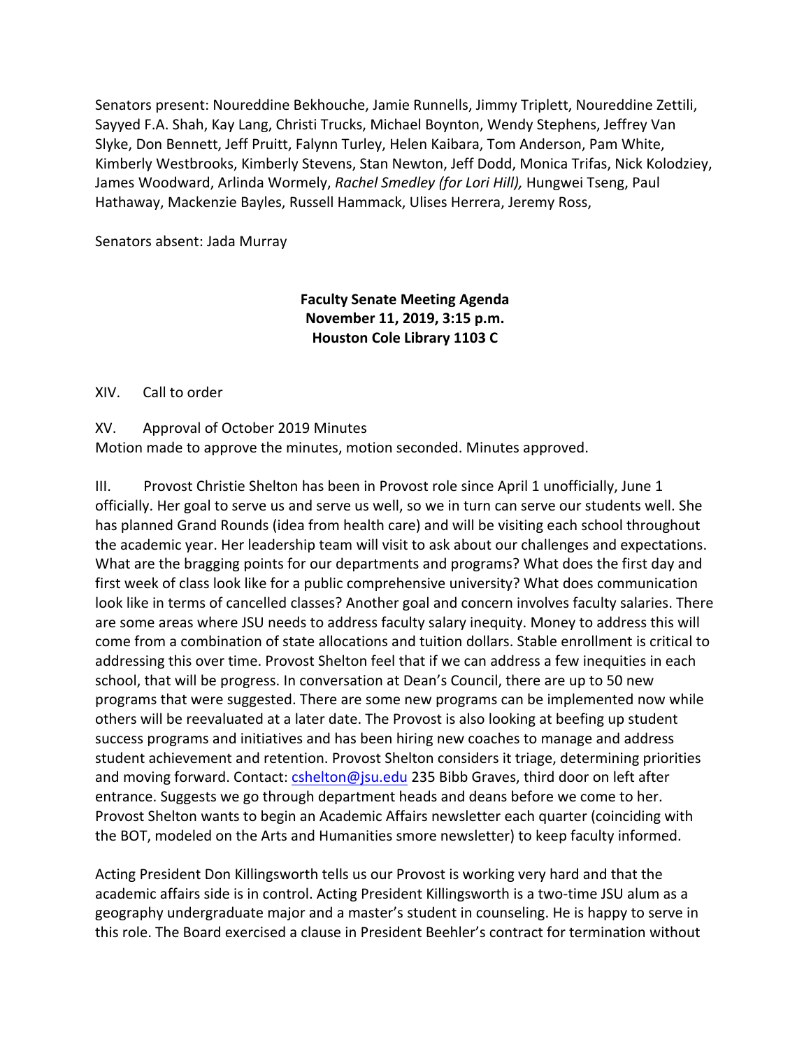Senators present: Noureddine Bekhouche, Jamie Runnells, Jimmy Triplett, Noureddine Zettili, Sayyed F.A. Shah, Kay Lang, Christi Trucks, Michael Boynton, Wendy Stephens, Jeffrey Van Slyke, Don Bennett, Jeff Pruitt, Falynn Turley, Helen Kaibara, Tom Anderson, Pam White, Kimberly Westbrooks, Kimberly Stevens, Stan Newton, Jeff Dodd, Monica Trifas, Nick Kolodziey, James Woodward, Arlinda Wormely, *Rachel Smedley (for Lori Hill),* Hungwei Tseng, Paul Hathaway, Mackenzie Bayles, Russell Hammack, Ulises Herrera, Jeremy Ross,

Senators absent: Jada Murray

**Faculty Senate Meeting Agenda**
**November 11, 2019, 3:15 p.m.**
**Houston Cole Library 1103 C**

XIV. Call to order

XV. Approval of October 2019 Minutes
Motion made to approve the minutes, motion seconded. Minutes approved.

III. Provost Christie Shelton has been in Provost role since April 1 unofficially, June 1 officially. Her goal to serve us and serve us well, so we in turn can serve our students well. She has planned Grand Rounds (idea from health care) and will be visiting each school throughout the academic year. Her leadership team will visit to ask about our challenges and expectations. What are the bragging points for our departments and programs? What does the first day and first week of class look like for a public comprehensive university? What does communication look like in terms of cancelled classes? Another goal and concern involves faculty salaries. There are some areas where JSU needs to address faculty salary inequity. Money to address this will come from a combination of state allocations and tuition dollars. Stable enrollment is critical to addressing this over time. Provost Shelton feel that if we can address a few inequities in each school, that will be progress. In conversation at Dean's Council, there are up to 50 new programs that were suggested. There are some new programs can be implemented now while others will be reevaluated at a later date. The Provost is also looking at beefing up student success programs and initiatives and has been hiring new coaches to manage and address student achievement and retention. Provost Shelton considers it triage, determining priorities and moving forward. Contact: cshelton@jsu.edu 235 Bibb Graves, third door on left after entrance. Suggests we go through department heads and deans before we come to her. Provost Shelton wants to begin an Academic Affairs newsletter each quarter (coinciding with the BOT, modeled on the Arts and Humanities smore newsletter) to keep faculty informed.

Acting President Don Killingsworth tells us our Provost is working very hard and that the academic affairs side is in control. Acting President Killingsworth is a two-time JSU alum as a geography undergraduate major and a master's student in counseling. He is happy to serve in this role. The Board exercised a clause in President Beehler's contract for termination without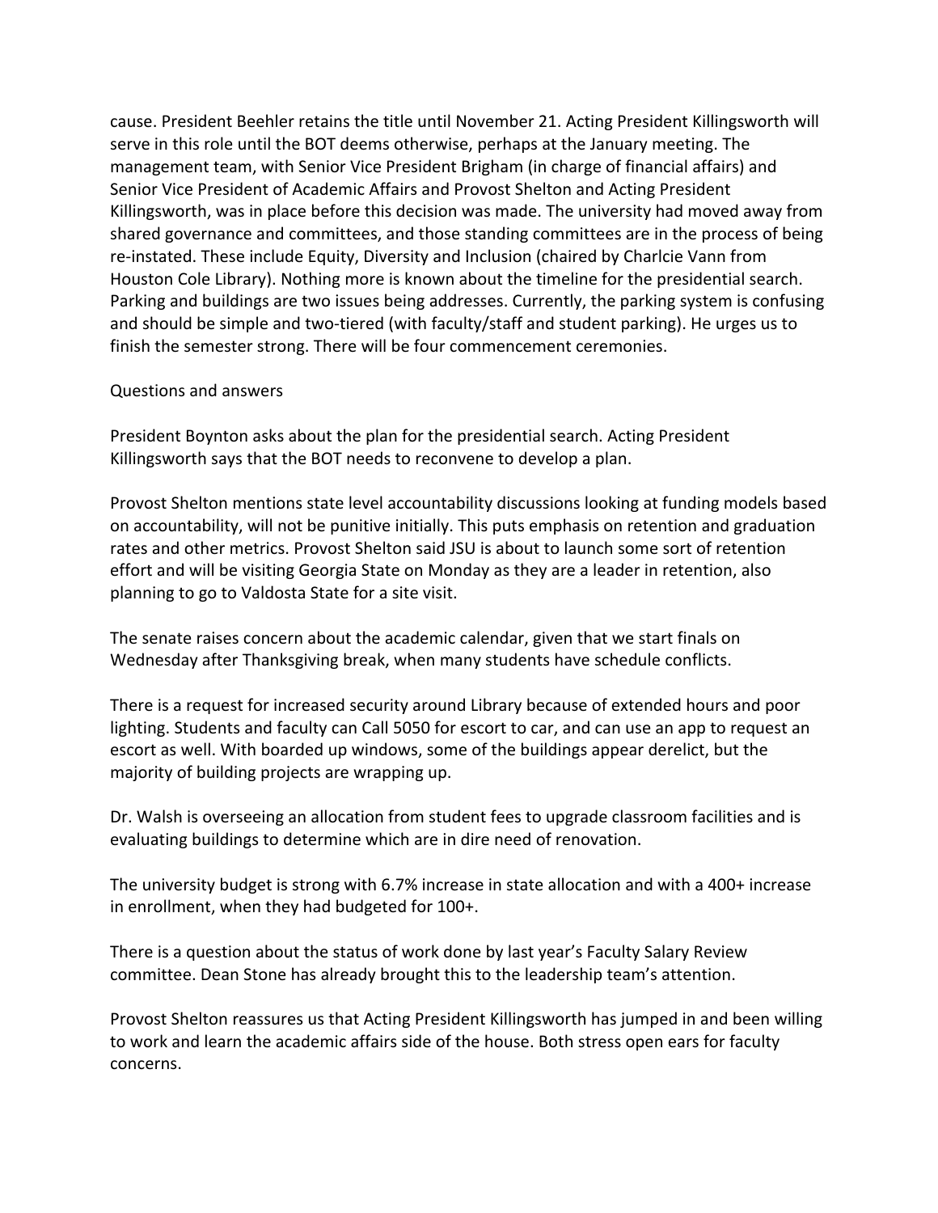cause. President Beehler retains the title until November 21. Acting President Killingsworth will serve in this role until the BOT deems otherwise, perhaps at the January meeting. The management team, with Senior Vice President Brigham (in charge of financial affairs) and Senior Vice President of Academic Affairs and Provost Shelton and Acting President Killingsworth, was in place before this decision was made. The university had moved away from shared governance and committees, and those standing committees are in the process of being re-instated. These include Equity, Diversity and Inclusion (chaired by Charlcie Vann from Houston Cole Library). Nothing more is known about the timeline for the presidential search. Parking and buildings are two issues being addresses. Currently, the parking system is confusing and should be simple and two-tiered (with faculty/staff and student parking). He urges us to finish the semester strong. There will be four commencement ceremonies.

Questions and answers

President Boynton asks about the plan for the presidential search. Acting President Killingsworth says that the BOT needs to reconvene to develop a plan.

Provost Shelton mentions state level accountability discussions looking at funding models based on accountability, will not be punitive initially. This puts emphasis on retention and graduation rates and other metrics. Provost Shelton said JSU is about to launch some sort of retention effort and will be visiting Georgia State on Monday as they are a leader in retention, also planning to go to Valdosta State for a site visit.

The senate raises concern about the academic calendar, given that we start finals on Wednesday after Thanksgiving break, when many students have schedule conflicts.

There is a request for increased security around Library because of extended hours and poor lighting. Students and faculty can Call 5050 for escort to car, and can use an app to request an escort as well. With boarded up windows, some of the buildings appear derelict, but the majority of building projects are wrapping up.

Dr. Walsh is overseeing an allocation from student fees to upgrade classroom facilities and is evaluating buildings to determine which are in dire need of renovation.

The university budget is strong with 6.7% increase in state allocation and with a 400+ increase in enrollment, when they had budgeted for 100+.

There is a question about the status of work done by last year's Faculty Salary Review committee. Dean Stone has already brought this to the leadership team's attention.

Provost Shelton reassures us that Acting President Killingsworth has jumped in and been willing to work and learn the academic affairs side of the house. Both stress open ears for faculty concerns.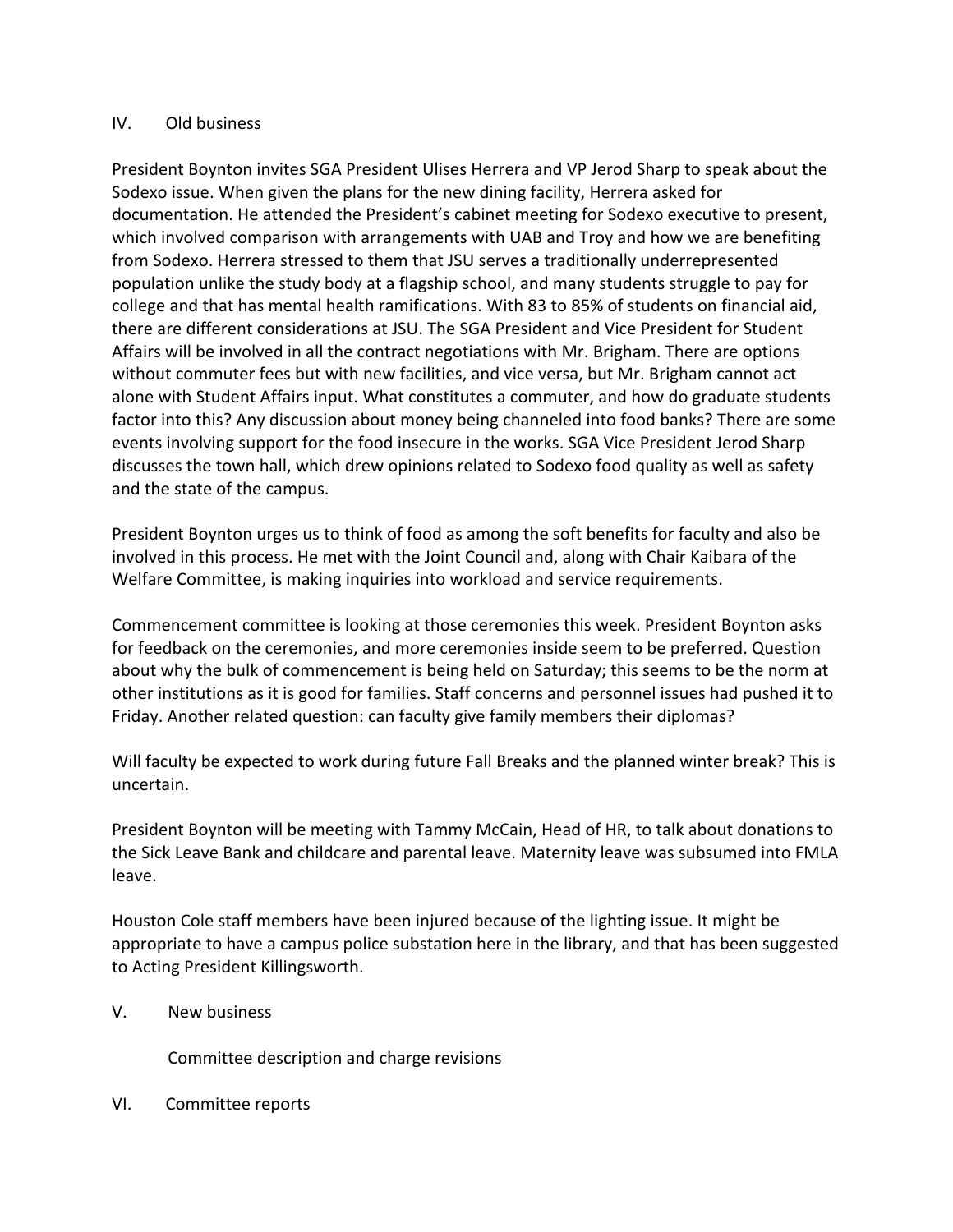IV. Old business

President Boynton invites SGA President Ulises Herrera and VP Jerod Sharp to speak about the Sodexo issue. When given the plans for the new dining facility, Herrera asked for documentation. He attended the President's cabinet meeting for Sodexo executive to present, which involved comparison with arrangements with UAB and Troy and how we are benefiting from Sodexo. Herrera stressed to them that JSU serves a traditionally underrepresented population unlike the study body at a flagship school, and many students struggle to pay for college and that has mental health ramifications. With 83 to 85% of students on financial aid, there are different considerations at JSU. The SGA President and Vice President for Student Affairs will be involved in all the contract negotiations with Mr. Brigham. There are options without commuter fees but with new facilities, and vice versa, but Mr. Brigham cannot act alone with Student Affairs input. What constitutes a commuter, and how do graduate students factor into this? Any discussion about money being channeled into food banks? There are some events involving support for the food insecure in the works. SGA Vice President Jerod Sharp discusses the town hall, which drew opinions related to Sodexo food quality as well as safety and the state of the campus.

President Boynton urges us to think of food as among the soft benefits for faculty and also be involved in this process. He met with the Joint Council and, along with Chair Kaibara of the Welfare Committee, is making inquiries into workload and service requirements.

Commencement committee is looking at those ceremonies this week. President Boynton asks for feedback on the ceremonies, and more ceremonies inside seem to be preferred. Question about why the bulk of commencement is being held on Saturday; this seems to be the norm at other institutions as it is good for families. Staff concerns and personnel issues had pushed it to Friday. Another related question: can faculty give family members their diplomas?

Will faculty be expected to work during future Fall Breaks and the planned winter break? This is uncertain.

President Boynton will be meeting with Tammy McCain, Head of HR, to talk about donations to the Sick Leave Bank and childcare and parental leave. Maternity leave was subsumed into FMLA leave.

Houston Cole staff members have been injured because of the lighting issue. It might be appropriate to have a campus police substation here in the library, and that has been suggested to Acting President Killingsworth.

V. New business

Committee description and charge revisions

VI. Committee reports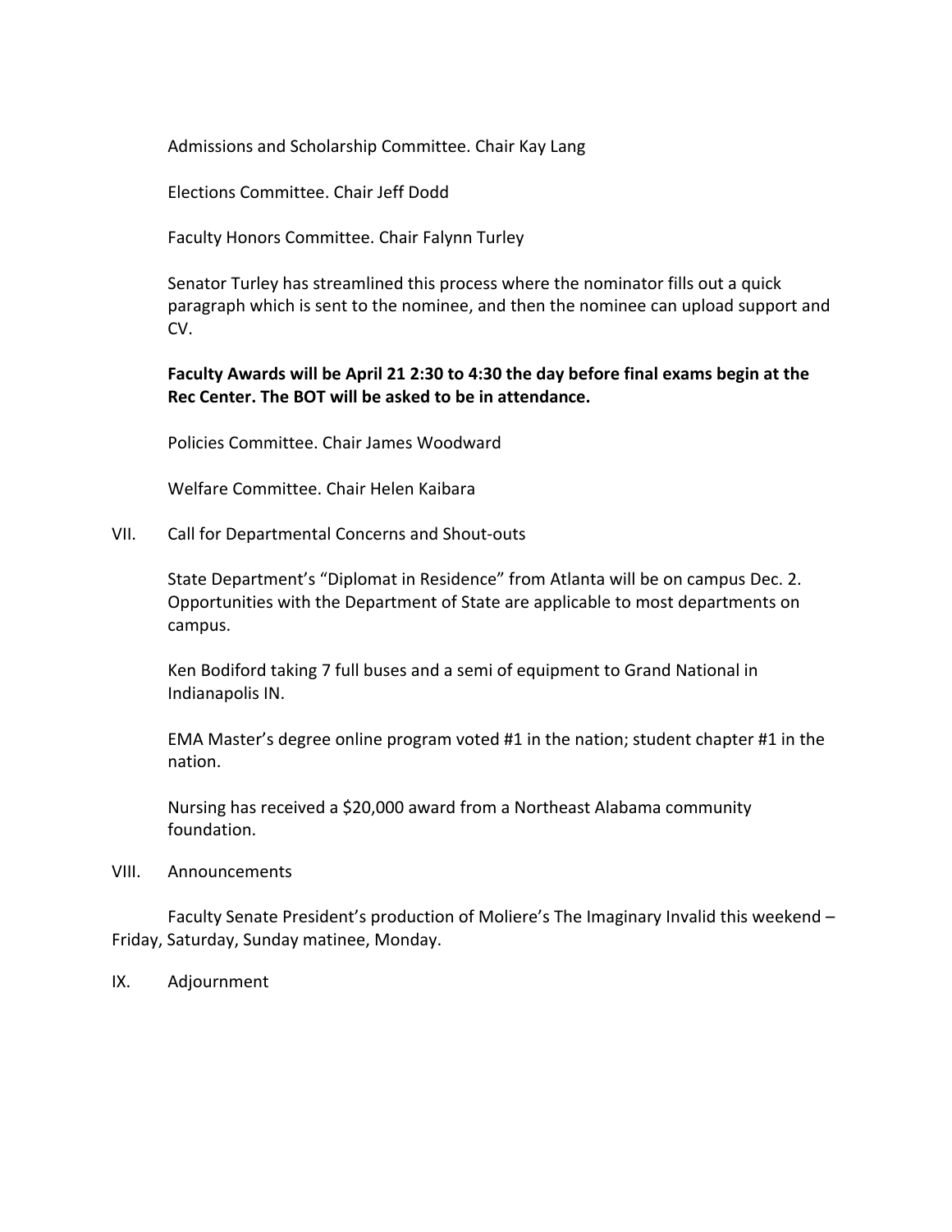Admissions and Scholarship Committee. Chair Kay Lang

Elections Committee. Chair Jeff Dodd

Faculty Honors Committee. Chair Falynn Turley

Senator Turley has streamlined this process where the nominator fills out a quick paragraph which is sent to the nominee, and then the nominee can upload support and CV.

**Faculty Awards will be April 21 2:30 to 4:30 the day before final exams begin at the Rec Center. The BOT will be asked to be in attendance.**

Policies Committee. Chair James Woodward

Welfare Committee. Chair Helen Kaibara

VII. Call for Departmental Concerns and Shout-outs

State Department's "Diplomat in Residence" from Atlanta will be on campus Dec. 2. Opportunities with the Department of State are applicable to most departments on campus.

Ken Bodiford taking 7 full buses and a semi of equipment to Grand National in Indianapolis IN.

EMA Master's degree online program voted #1 in the nation; student chapter #1 in the nation.

Nursing has received a $20,000 award from a Northeast Alabama community foundation.

VIII. Announcements

Faculty Senate President's production of Moliere's The Imaginary Invalid this weekend – Friday, Saturday, Sunday matinee, Monday.

IX. Adjournment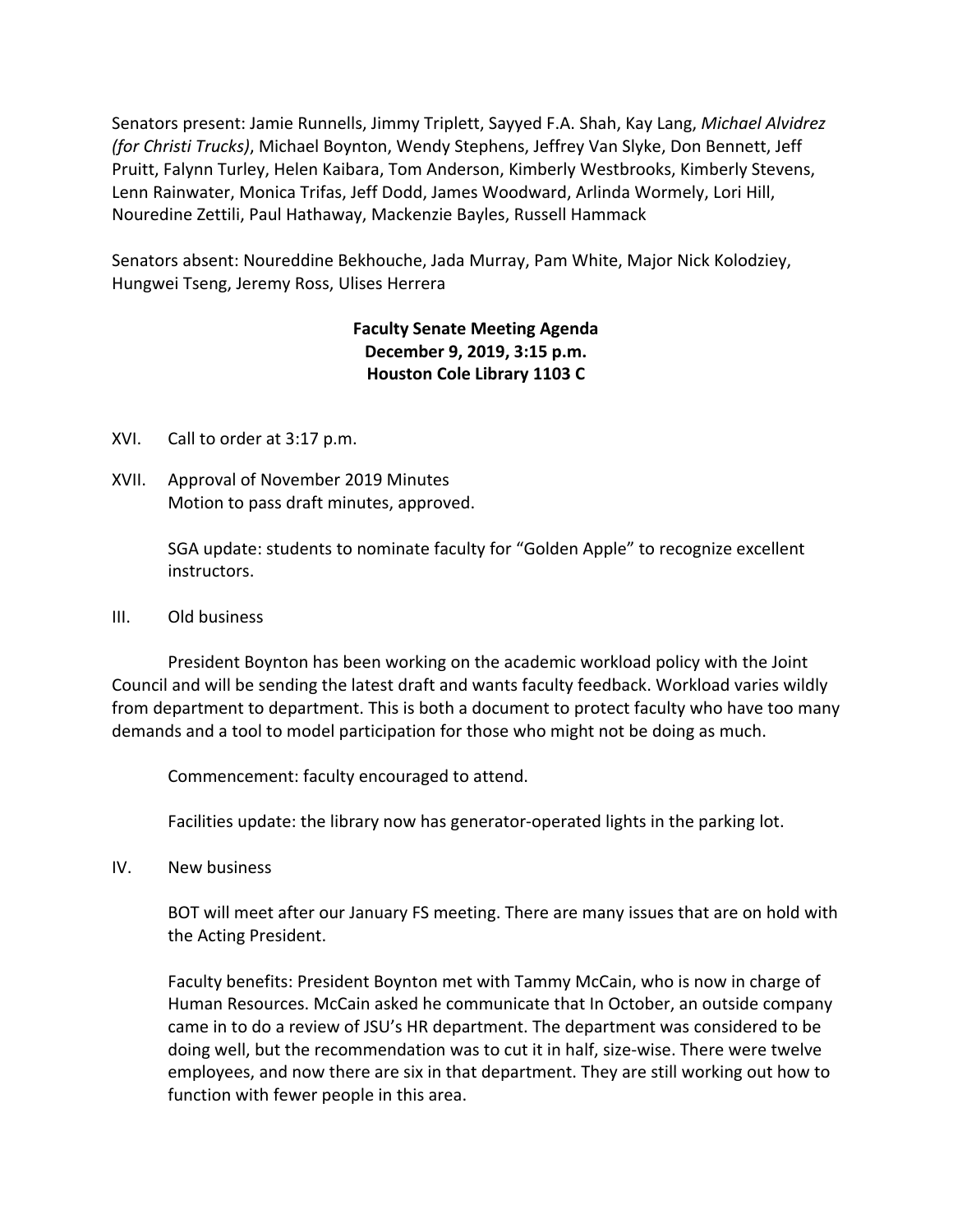Senators present: Jamie Runnells, Jimmy Triplett, Sayyed F.A. Shah, Kay Lang, *Michael Alvidrez (for Christi Trucks)*, Michael Boynton, Wendy Stephens, Jeffrey Van Slyke, Don Bennett, Jeff Pruitt, Falynn Turley, Helen Kaibara, Tom Anderson, Kimberly Westbrooks, Kimberly Stevens, Lenn Rainwater, Monica Trifas, Jeff Dodd, James Woodward, Arlinda Wormely, Lori Hill, Nouredine Zettili, Paul Hathaway, Mackenzie Bayles, Russell Hammack

Senators absent: Noureddine Bekhouche, Jada Murray, Pam White, Major Nick Kolodziey, Hungwei Tseng, Jeremy Ross, Ulises Herrera

**Faculty Senate Meeting Agenda**
**December 9, 2019, 3:15 p.m.**
**Houston Cole Library 1103 C**

XVI. Call to order at 3:17 p.m.

XVII. Approval of November 2019 Minutes
Motion to pass draft minutes, approved.

SGA update: students to nominate faculty for "Golden Apple" to recognize excellent instructors.

III. Old business

President Boynton has been working on the academic workload policy with the Joint Council and will be sending the latest draft and wants faculty feedback. Workload varies wildly from department to department. This is both a document to protect faculty who have too many demands and a tool to model participation for those who might not be doing as much.

Commencement: faculty encouraged to attend.

Facilities update: the library now has generator-operated lights in the parking lot.

IV. New business

BOT will meet after our January FS meeting. There are many issues that are on hold with the Acting President.

Faculty benefits: President Boynton met with Tammy McCain, who is now in charge of Human Resources. McCain asked he communicate that In October, an outside company came in to do a review of JSU's HR department. The department was considered to be doing well, but the recommendation was to cut it in half, size-wise. There were twelve employees, and now there are six in that department. They are still working out how to function with fewer people in this area.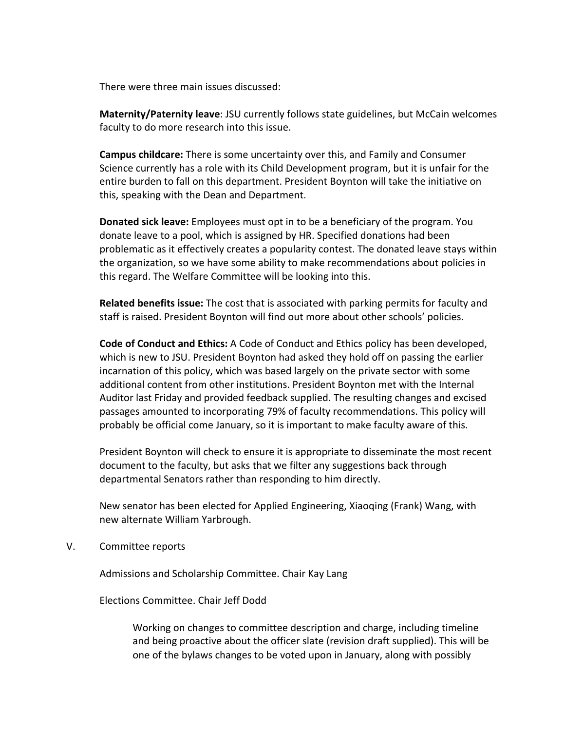There were three main issues discussed:

**Maternity/Paternity leave**: JSU currently follows state guidelines, but McCain welcomes faculty to do more research into this issue.

**Campus childcare:** There is some uncertainty over this, and Family and Consumer Science currently has a role with its Child Development program, but it is unfair for the entire burden to fall on this department. President Boynton will take the initiative on this, speaking with the Dean and Department.

**Donated sick leave:** Employees must opt in to be a beneficiary of the program. You donate leave to a pool, which is assigned by HR. Specified donations had been problematic as it effectively creates a popularity contest. The donated leave stays within the organization, so we have some ability to make recommendations about policies in this regard. The Welfare Committee will be looking into this.

**Related benefits issue:** The cost that is associated with parking permits for faculty and staff is raised. President Boynton will find out more about other schools' policies.

**Code of Conduct and Ethics:** A Code of Conduct and Ethics policy has been developed, which is new to JSU. President Boynton had asked they hold off on passing the earlier incarnation of this policy, which was based largely on the private sector with some additional content from other institutions. President Boynton met with the Internal Auditor last Friday and provided feedback supplied. The resulting changes and excised passages amounted to incorporating 79% of faculty recommendations. This policy will probably be official come January, so it is important to make faculty aware of this.

President Boynton will check to ensure it is appropriate to disseminate the most recent document to the faculty, but asks that we filter any suggestions back through departmental Senators rather than responding to him directly.

New senator has been elected for Applied Engineering, Xiaoqing (Frank) Wang, with new alternate William Yarbrough.

V. Committee reports

Admissions and Scholarship Committee. Chair Kay Lang

Elections Committee. Chair Jeff Dodd

> Working on changes to committee description and charge, including timeline and being proactive about the officer slate (revision draft supplied). This will be one of the bylaws changes to be voted upon in January, along with possibly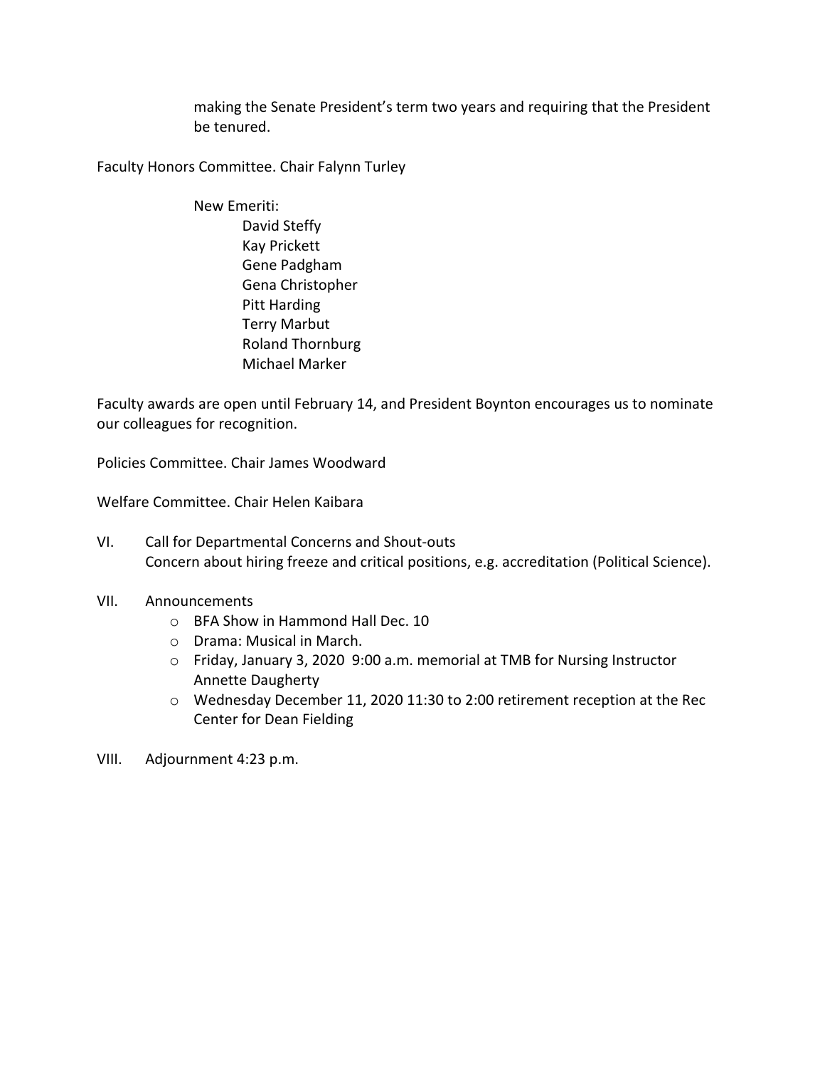making the Senate President's term two years and requiring that the President be tenured.

Faculty Honors Committee. Chair Falynn Turley

New Emeriti:
- David Steffy
- Kay Prickett
- Gene Padgham
- Gena Christopher
- Pitt Harding
- Terry Marbut
- Roland Thornburg
- Michael Marker

Faculty awards are open until February 14, and President Boynton encourages us to nominate our colleagues for recognition.

Policies Committee. Chair James Woodward

Welfare Committee. Chair Helen Kaibara

VI. Call for Departmental Concerns and Shout-outs
Concern about hiring freeze and critical positions, e.g. accreditation (Political Science).

VII. Announcements
- BFA Show in Hammond Hall Dec. 10
- Drama: Musical in March.
- Friday, January 3, 2020 9:00 a.m. memorial at TMB for Nursing Instructor Annette Daugherty
- Wednesday December 11, 2020 11:30 to 2:00 retirement reception at the Rec Center for Dean Fielding

VIII. Adjournment 4:23 p.m.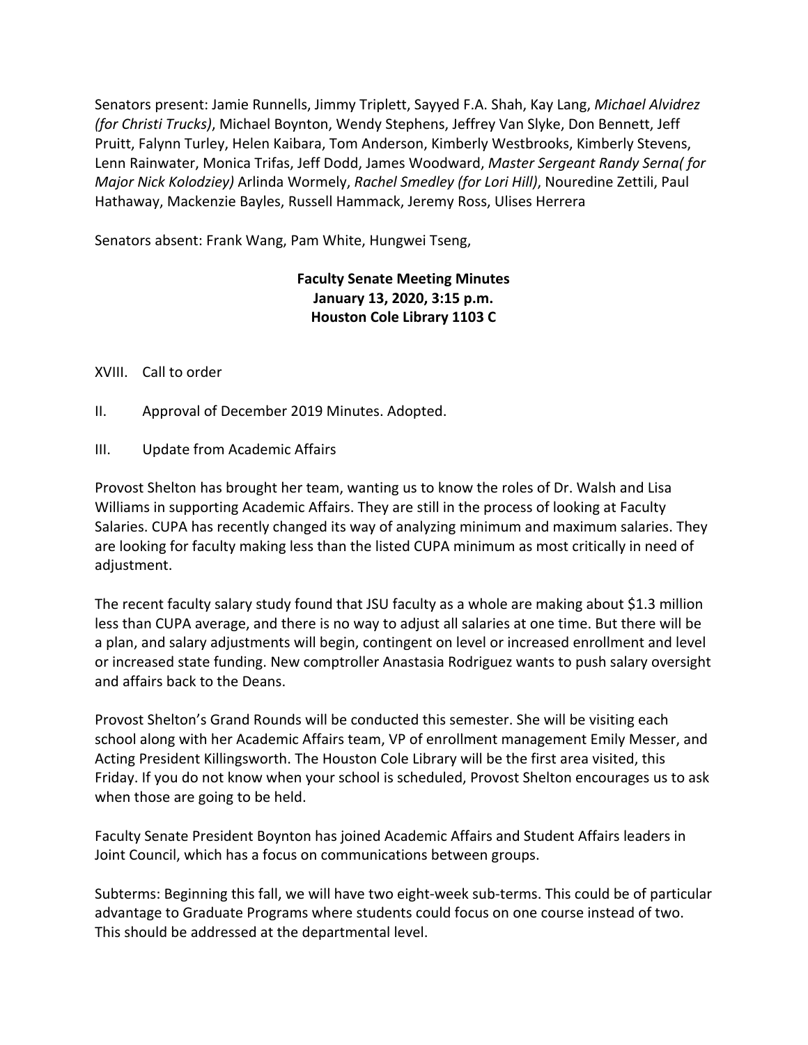Senators present: Jamie Runnells, Jimmy Triplett, Sayyed F.A. Shah, Kay Lang, *Michael Alvidrez (for Christi Trucks)*, Michael Boynton, Wendy Stephens, Jeffrey Van Slyke, Don Bennett, Jeff Pruitt, Falynn Turley, Helen Kaibara, Tom Anderson, Kimberly Westbrooks, Kimberly Stevens, Lenn Rainwater, Monica Trifas, Jeff Dodd, James Woodward, *Master Sergeant Randy Serna( for Major Nick Kolodziey)* Arlinda Wormely, *Rachel Smedley (for Lori Hill)*, Nouredine Zettili, Paul Hathaway, Mackenzie Bayles, Russell Hammack, Jeremy Ross, Ulises Herrera

Senators absent: Frank Wang, Pam White, Hungwei Tseng,

**Faculty Senate Meeting Minutes**
**January 13, 2020, 3:15 p.m.**
**Houston Cole Library 1103 C**

XVIII. Call to order

II. Approval of December 2019 Minutes. Adopted.

III. Update from Academic Affairs

Provost Shelton has brought her team, wanting us to know the roles of Dr. Walsh and Lisa Williams in supporting Academic Affairs. They are still in the process of looking at Faculty Salaries. CUPA has recently changed its way of analyzing minimum and maximum salaries. They are looking for faculty making less than the listed CUPA minimum as most critically in need of adjustment.

The recent faculty salary study found that JSU faculty as a whole are making about $1.3 million less than CUPA average, and there is no way to adjust all salaries at one time. But there will be a plan, and salary adjustments will begin, contingent on level or increased enrollment and level or increased state funding. New comptroller Anastasia Rodriguez wants to push salary oversight and affairs back to the Deans.

Provost Shelton's Grand Rounds will be conducted this semester. She will be visiting each school along with her Academic Affairs team, VP of enrollment management Emily Messer, and Acting President Killingsworth. The Houston Cole Library will be the first area visited, this Friday. If you do not know when your school is scheduled, Provost Shelton encourages us to ask when those are going to be held.

Faculty Senate President Boynton has joined Academic Affairs and Student Affairs leaders in Joint Council, which has a focus on communications between groups.

Subterms: Beginning this fall, we will have two eight-week sub-terms. This could be of particular advantage to Graduate Programs where students could focus on one course instead of two. This should be addressed at the departmental level.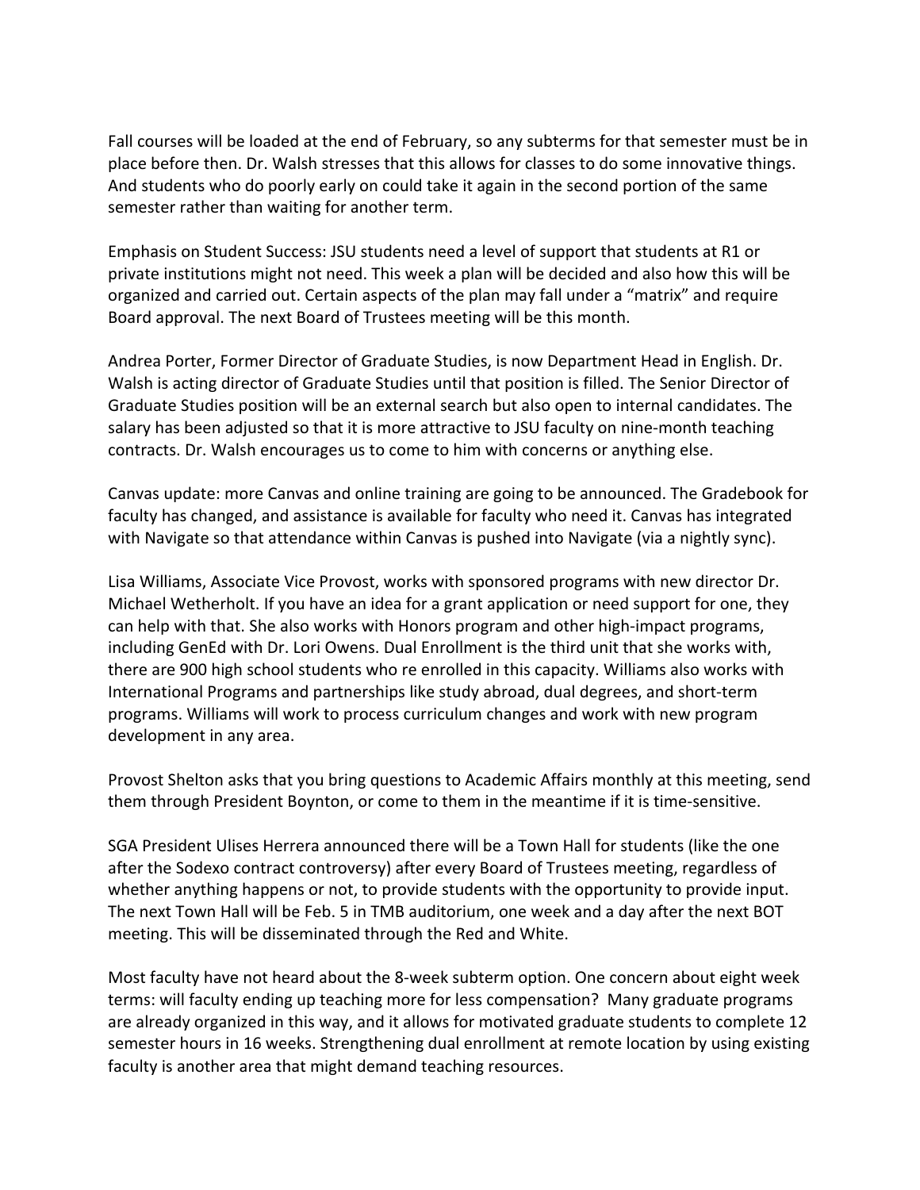Fall courses will be loaded at the end of February, so any subterms for that semester must be in place before then. Dr. Walsh stresses that this allows for classes to do some innovative things. And students who do poorly early on could take it again in the second portion of the same semester rather than waiting for another term.

Emphasis on Student Success: JSU students need a level of support that students at R1 or private institutions might not need. This week a plan will be decided and also how this will be organized and carried out. Certain aspects of the plan may fall under a "matrix" and require Board approval. The next Board of Trustees meeting will be this month.

Andrea Porter, Former Director of Graduate Studies, is now Department Head in English. Dr. Walsh is acting director of Graduate Studies until that position is filled. The Senior Director of Graduate Studies position will be an external search but also open to internal candidates. The salary has been adjusted so that it is more attractive to JSU faculty on nine-month teaching contracts. Dr. Walsh encourages us to come to him with concerns or anything else.

Canvas update: more Canvas and online training are going to be announced. The Gradebook for faculty has changed, and assistance is available for faculty who need it. Canvas has integrated with Navigate so that attendance within Canvas is pushed into Navigate (via a nightly sync).

Lisa Williams, Associate Vice Provost, works with sponsored programs with new director Dr. Michael Wetherholt. If you have an idea for a grant application or need support for one, they can help with that. She also works with Honors program and other high-impact programs, including GenEd with Dr. Lori Owens. Dual Enrollment is the third unit that she works with, there are 900 high school students who re enrolled in this capacity. Williams also works with International Programs and partnerships like study abroad, dual degrees, and short-term programs. Williams will work to process curriculum changes and work with new program development in any area.

Provost Shelton asks that you bring questions to Academic Affairs monthly at this meeting, send them through President Boynton, or come to them in the meantime if it is time-sensitive.

SGA President Ulises Herrera announced there will be a Town Hall for students (like the one after the Sodexo contract controversy) after every Board of Trustees meeting, regardless of whether anything happens or not, to provide students with the opportunity to provide input. The next Town Hall will be Feb. 5 in TMB auditorium, one week and a day after the next BOT meeting. This will be disseminated through the Red and White.

Most faculty have not heard about the 8-week subterm option. One concern about eight week terms: will faculty ending up teaching more for less compensation? Many graduate programs are already organized in this way, and it allows for motivated graduate students to complete 12 semester hours in 16 weeks. Strengthening dual enrollment at remote location by using existing faculty is another area that might demand teaching resources.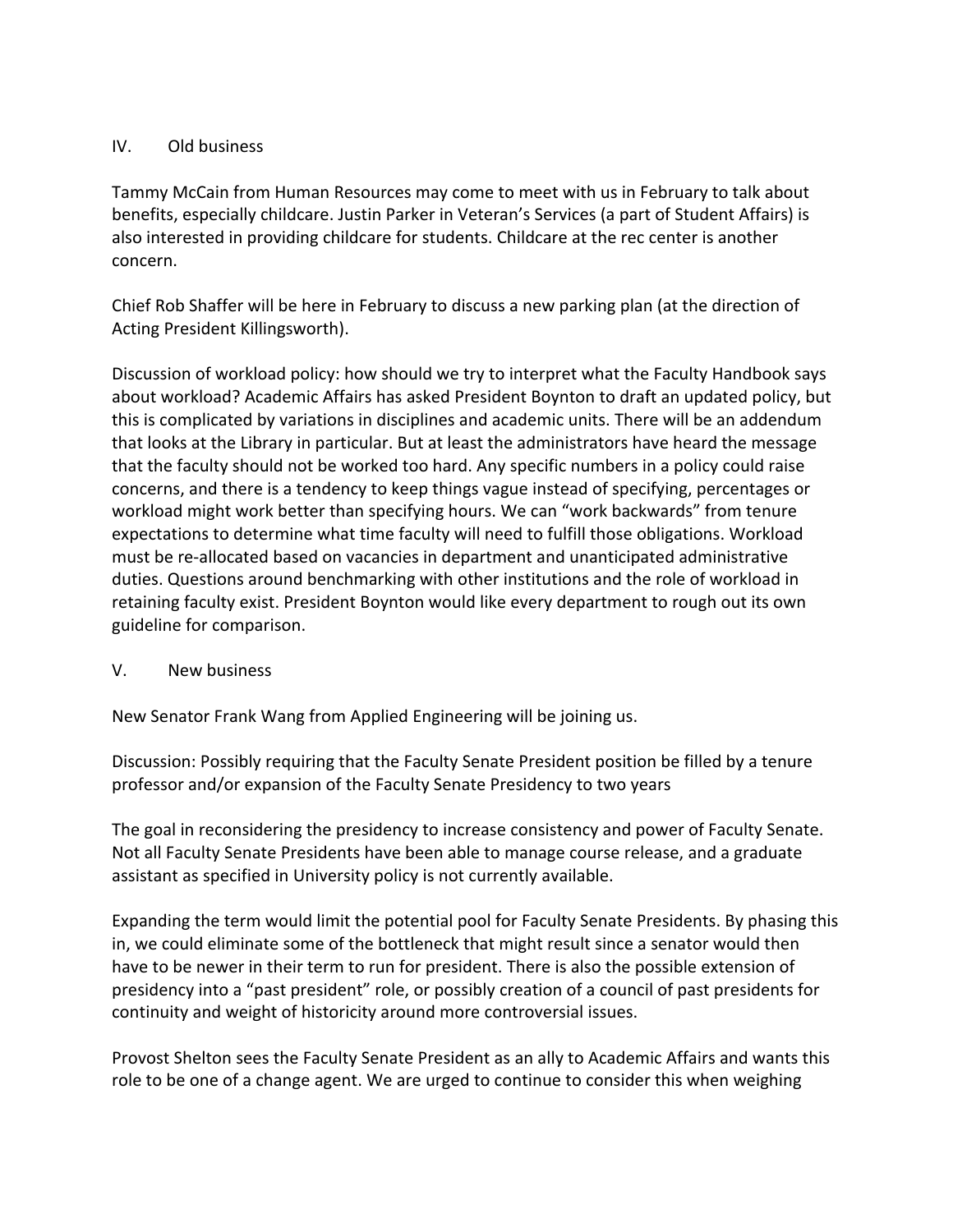## IV. Old business

Tammy McCain from Human Resources may come to meet with us in February to talk about benefits, especially childcare. Justin Parker in Veteran's Services (a part of Student Affairs) is also interested in providing childcare for students. Childcare at the rec center is another concern.

Chief Rob Shaffer will be here in February to discuss a new parking plan (at the direction of Acting President Killingsworth).

Discussion of workload policy: how should we try to interpret what the Faculty Handbook says about workload? Academic Affairs has asked President Boynton to draft an updated policy, but this is complicated by variations in disciplines and academic units. There will be an addendum that looks at the Library in particular. But at least the administrators have heard the message that the faculty should not be worked too hard. Any specific numbers in a policy could raise concerns, and there is a tendency to keep things vague instead of specifying, percentages or workload might work better than specifying hours. We can "work backwards" from tenure expectations to determine what time faculty will need to fulfill those obligations. Workload must be re-allocated based on vacancies in department and unanticipated administrative duties. Questions around benchmarking with other institutions and the role of workload in retaining faculty exist. President Boynton would like every department to rough out its own guideline for comparison.

## V. New business

New Senator Frank Wang from Applied Engineering will be joining us.

Discussion: Possibly requiring that the Faculty Senate President position be filled by a tenure professor and/or expansion of the Faculty Senate Presidency to two years

The goal in reconsidering the presidency to increase consistency and power of Faculty Senate. Not all Faculty Senate Presidents have been able to manage course release, and a graduate assistant as specified in University policy is not currently available.

Expanding the term would limit the potential pool for Faculty Senate Presidents. By phasing this in, we could eliminate some of the bottleneck that might result since a senator would then have to be newer in their term to run for president. There is also the possible extension of presidency into a "past president" role, or possibly creation of a council of past presidents for continuity and weight of historicity around more controversial issues.

Provost Shelton sees the Faculty Senate President as an ally to Academic Affairs and wants this role to be one of a change agent. We are urged to continue to consider this when weighing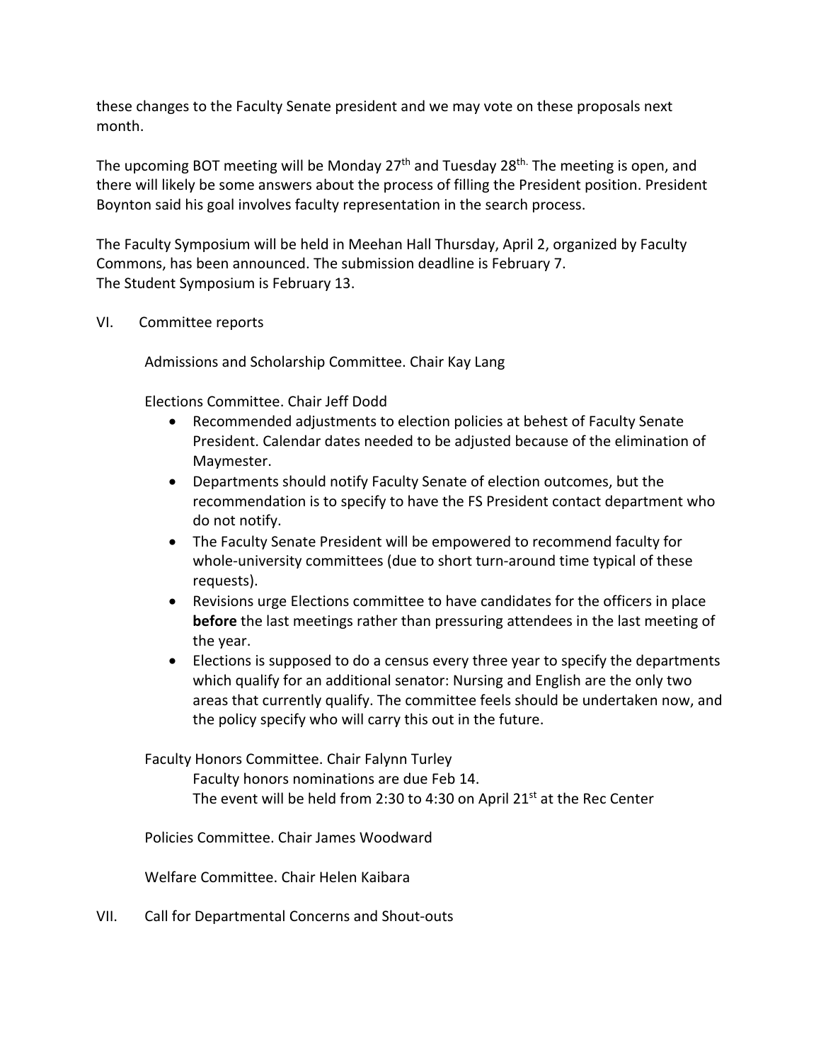these changes to the Faculty Senate president and we may vote on these proposals next month.

The upcoming BOT meeting will be Monday 27th and Tuesday 28th. The meeting is open, and there will likely be some answers about the process of filling the President position. President Boynton said his goal involves faculty representation in the search process.

The Faculty Symposium will be held in Meehan Hall Thursday, April 2, organized by Faculty Commons, has been announced. The submission deadline is February 7.
The Student Symposium is February 13.

VI. Committee reports

Admissions and Scholarship Committee. Chair Kay Lang

Elections Committee. Chair Jeff Dodd

- Recommended adjustments to election policies at behest of Faculty Senate President. Calendar dates needed to be adjusted because of the elimination of Maymester.
- Departments should notify Faculty Senate of election outcomes, but the recommendation is to specify to have the FS President contact department who do not notify.
- The Faculty Senate President will be empowered to recommend faculty for whole-university committees (due to short turn-around time typical of these requests).
- Revisions urge Elections committee to have candidates for the officers in place **before** the last meetings rather than pressuring attendees in the last meeting of the year.
- Elections is supposed to do a census every three year to specify the departments which qualify for an additional senator: Nursing and English are the only two areas that currently qualify. The committee feels should be undertaken now, and the policy specify who will carry this out in the future.

Faculty Honors Committee. Chair Falynn Turley

Faculty honors nominations are due Feb 14.
The event will be held from 2:30 to 4:30 on April 21st at the Rec Center

Policies Committee. Chair James Woodward

Welfare Committee. Chair Helen Kaibara

VII. Call for Departmental Concerns and Shout-outs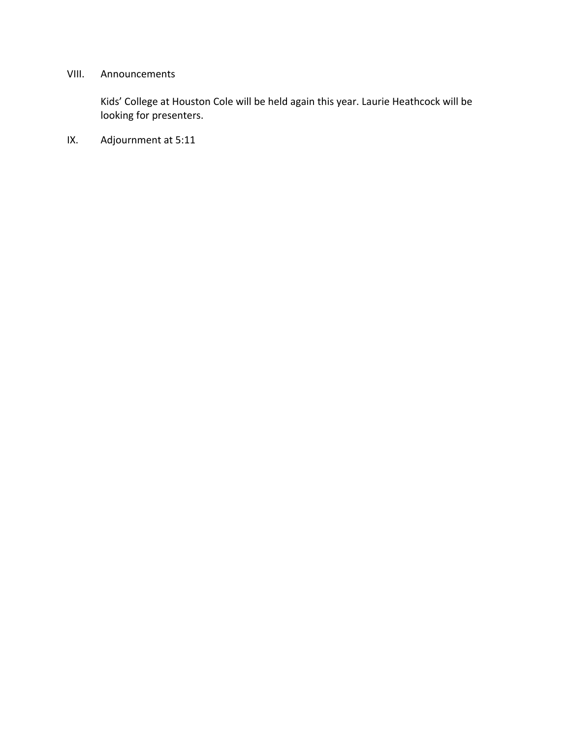VIII. Announcements

Kids' College at Houston Cole will be held again this year. Laurie Heathcock will be looking for presenters.

IX. Adjournment at 5:11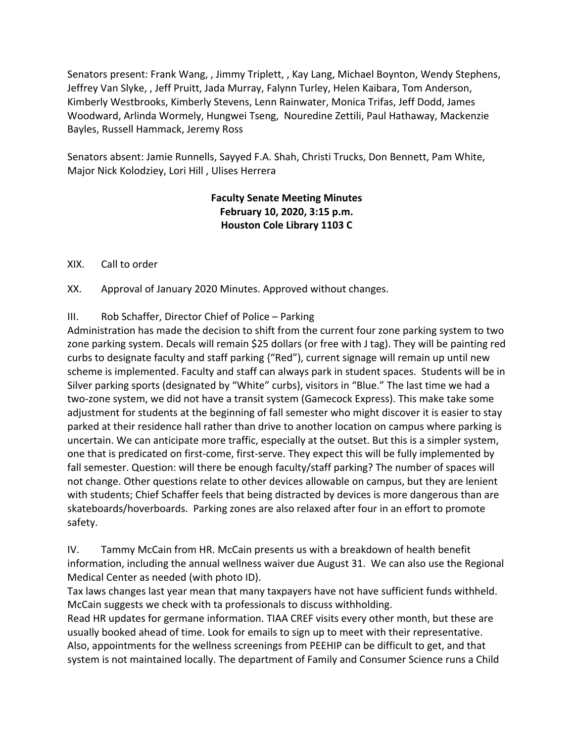Senators present: Frank Wang, , Jimmy Triplett, , Kay Lang, Michael Boynton, Wendy Stephens, Jeffrey Van Slyke, , Jeff Pruitt, Jada Murray, Falynn Turley, Helen Kaibara, Tom Anderson, Kimberly Westbrooks, Kimberly Stevens, Lenn Rainwater, Monica Trifas, Jeff Dodd, James Woodward, Arlinda Wormely, Hungwei Tseng, Nouredine Zettili, Paul Hathaway, Mackenzie Bayles, Russell Hammack, Jeremy Ross

Senators absent: Jamie Runnells, Sayyed F.A. Shah, Christi Trucks, Don Bennett, Pam White, Major Nick Kolodziey, Lori Hill , Ulises Herrera

**Faculty Senate Meeting Minutes**
**February 10, 2020, 3:15 p.m.**
**Houston Cole Library 1103 C**

XIX. Call to order

XX. Approval of January 2020 Minutes. Approved without changes.

III. Rob Schaffer, Director Chief of Police – Parking

Administration has made the decision to shift from the current four zone parking system to two zone parking system. Decals will remain $25 dollars (or free with J tag). They will be painting red curbs to designate faculty and staff parking {"Red"), current signage will remain up until new scheme is implemented. Faculty and staff can always park in student spaces. Students will be in Silver parking sports (designated by "White" curbs), visitors in "Blue." The last time we had a two-zone system, we did not have a transit system (Gamecock Express). This make take some adjustment for students at the beginning of fall semester who might discover it is easier to stay parked at their residence hall rather than drive to another location on campus where parking is uncertain. We can anticipate more traffic, especially at the outset. But this is a simpler system, one that is predicated on first-come, first-serve. They expect this will be fully implemented by fall semester. Question: will there be enough faculty/staff parking? The number of spaces will not change. Other questions relate to other devices allowable on campus, but they are lenient with students; Chief Schaffer feels that being distracted by devices is more dangerous than are skateboards/hoverboards. Parking zones are also relaxed after four in an effort to promote safety.

IV. Tammy McCain from HR. McCain presents us with a breakdown of health benefit information, including the annual wellness waiver due August 31. We can also use the Regional Medical Center as needed (with photo ID).

Tax laws changes last year mean that many taxpayers have not have sufficient funds withheld. McCain suggests we check with ta professionals to discuss withholding.

Read HR updates for germane information. TIAA CREF visits every other month, but these are usually booked ahead of time. Look for emails to sign up to meet with their representative. Also, appointments for the wellness screenings from PEEHIP can be difficult to get, and that system is not maintained locally. The department of Family and Consumer Science runs a Child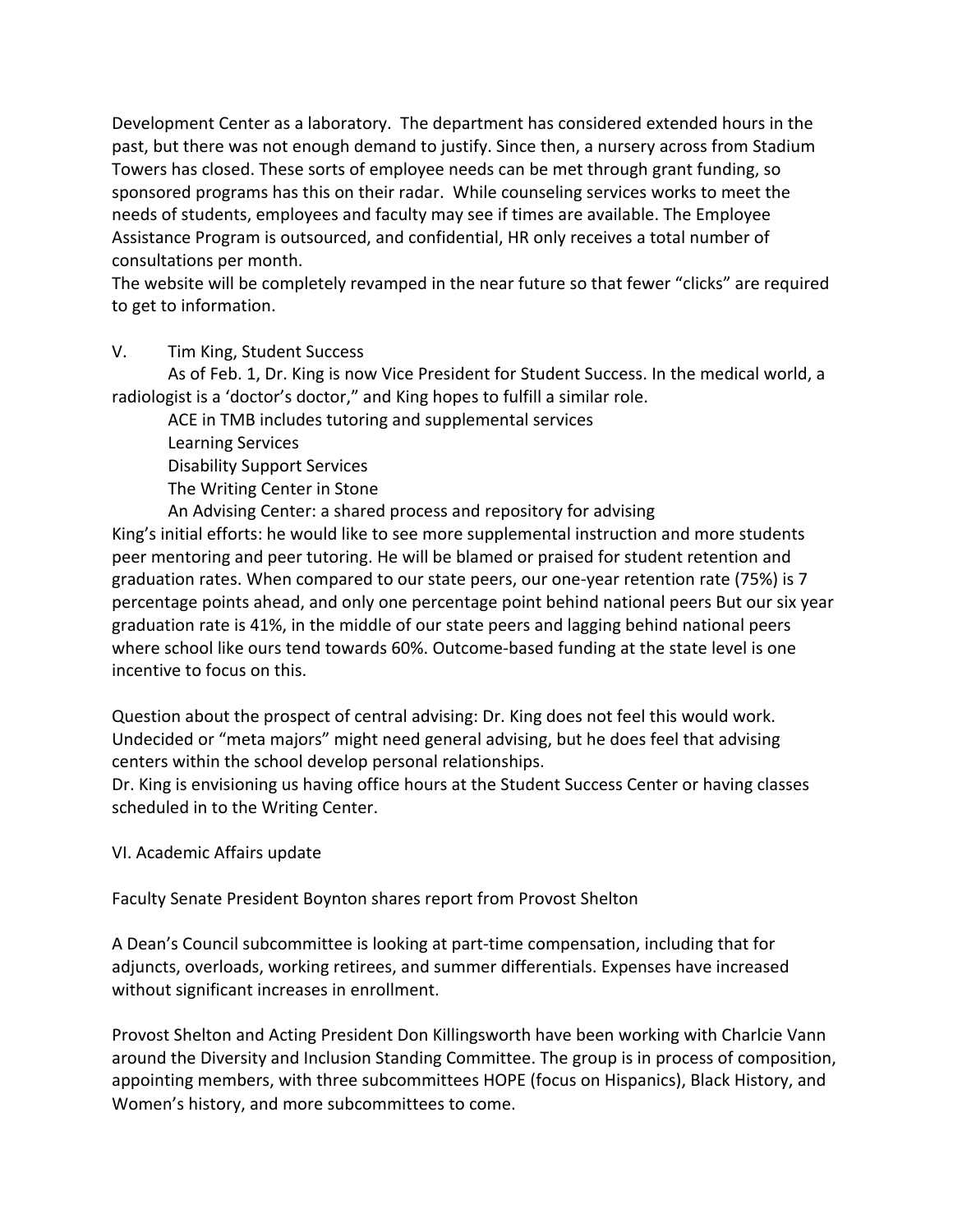Development Center as a laboratory. The department has considered extended hours in the past, but there was not enough demand to justify. Since then, a nursery across from Stadium Towers has closed. These sorts of employee needs can be met through grant funding, so sponsored programs has this on their radar. While counseling services works to meet the needs of students, employees and faculty may see if times are available. The Employee Assistance Program is outsourced, and confidential, HR only receives a total number of consultations per month.
The website will be completely revamped in the near future so that fewer "clicks" are required to get to information.

V. Tim King, Student Success

As of Feb. 1, Dr. King is now Vice President for Student Success. In the medical world, a radiologist is a 'doctor's doctor," and King hopes to fulfill a similar role.

ACE in TMB includes tutoring and supplemental services
Learning Services
Disability Support Services
The Writing Center in Stone
An Advising Center: a shared process and repository for advising

King's initial efforts: he would like to see more supplemental instruction and more students peer mentoring and peer tutoring. He will be blamed or praised for student retention and graduation rates. When compared to our state peers, our one-year retention rate (75%) is 7 percentage points ahead, and only one percentage point behind national peers But our six year graduation rate is 41%, in the middle of our state peers and lagging behind national peers where school like ours tend towards 60%. Outcome-based funding at the state level is one incentive to focus on this.

Question about the prospect of central advising: Dr. King does not feel this would work. Undecided or "meta majors" might need general advising, but he does feel that advising centers within the school develop personal relationships.
Dr. King is envisioning us having office hours at the Student Success Center or having classes scheduled in to the Writing Center.

VI. Academic Affairs update

Faculty Senate President Boynton shares report from Provost Shelton

A Dean's Council subcommittee is looking at part-time compensation, including that for adjuncts, overloads, working retirees, and summer differentials. Expenses have increased without significant increases in enrollment.

Provost Shelton and Acting President Don Killingsworth have been working with Charlcie Vann around the Diversity and Inclusion Standing Committee. The group is in process of composition, appointing members, with three subcommittees HOPE (focus on Hispanics), Black History, and Women's history, and more subcommittees to come.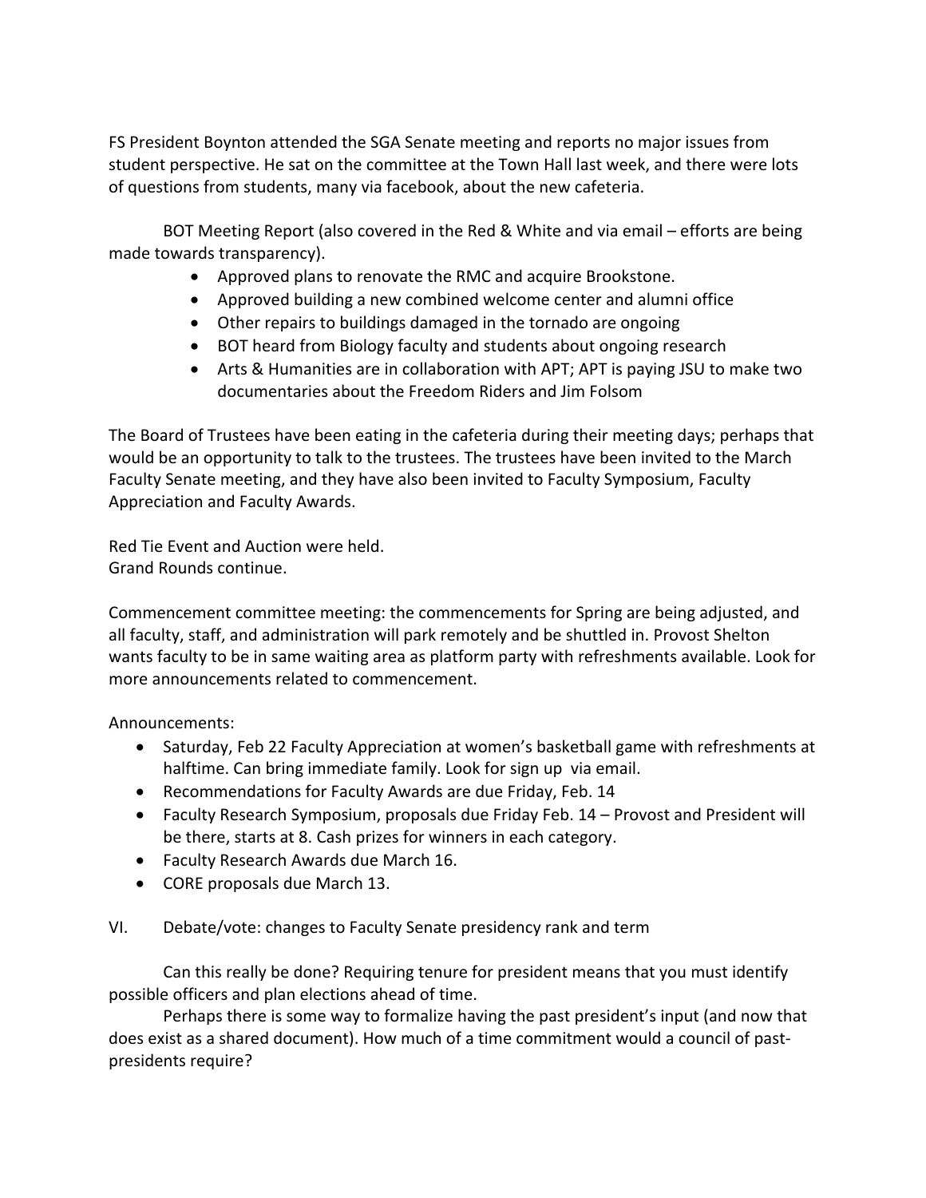FS President Boynton attended the SGA Senate meeting and reports no major issues from student perspective. He sat on the committee at the Town Hall last week, and there were lots of questions from students, many via facebook, about the new cafeteria.

BOT Meeting Report (also covered in the Red & White and via email – efforts are being made towards transparency).

- Approved plans to renovate the RMC and acquire Brookstone.
- Approved building a new combined welcome center and alumni office
- Other repairs to buildings damaged in the tornado are ongoing
- BOT heard from Biology faculty and students about ongoing research
- Arts & Humanities are in collaboration with APT; APT is paying JSU to make two documentaries about the Freedom Riders and Jim Folsom

The Board of Trustees have been eating in the cafeteria during their meeting days; perhaps that would be an opportunity to talk to the trustees. The trustees have been invited to the March Faculty Senate meeting, and they have also been invited to Faculty Symposium, Faculty Appreciation and Faculty Awards.

Red Tie Event and Auction were held.
Grand Rounds continue.

Commencement committee meeting: the commencements for Spring are being adjusted, and all faculty, staff, and administration will park remotely and be shuttled in. Provost Shelton wants faculty to be in same waiting area as platform party with refreshments available. Look for more announcements related to commencement.

Announcements:

- Saturday, Feb 22 Faculty Appreciation at women's basketball game with refreshments at halftime. Can bring immediate family. Look for sign up via email.
- Recommendations for Faculty Awards are due Friday, Feb. 14
- Faculty Research Symposium, proposals due Friday Feb. 14 – Provost and President will be there, starts at 8. Cash prizes for winners in each category.
- Faculty Research Awards due March 16.
- CORE proposals due March 13.

VI. Debate/vote: changes to Faculty Senate presidency rank and term

Can this really be done? Requiring tenure for president means that you must identify possible officers and plan elections ahead of time.

Perhaps there is some way to formalize having the past president's input (and now that does exist as a shared document). How much of a time commitment would a council of past-presidents require?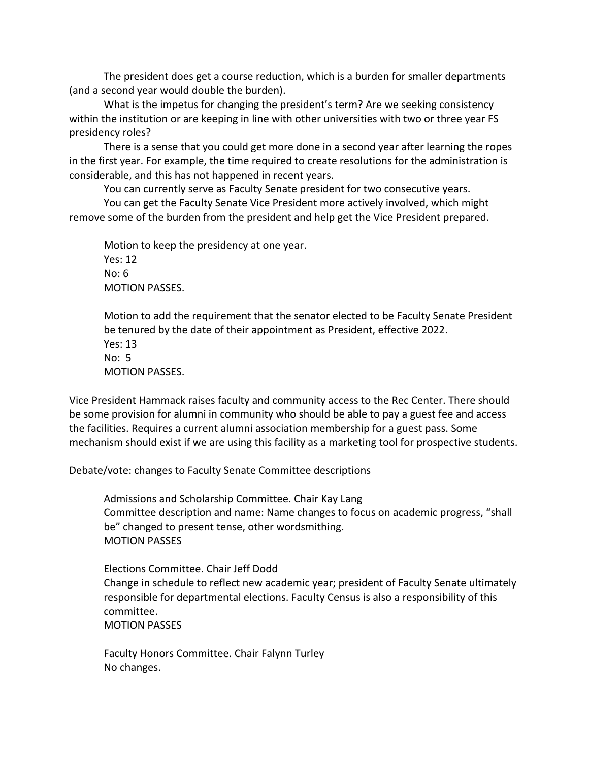The president does get a course reduction, which is a burden for smaller departments (and a second year would double the burden).

What is the impetus for changing the president's term? Are we seeking consistency within the institution or are keeping in line with other universities with two or three year FS presidency roles?

There is a sense that you could get more done in a second year after learning the ropes in the first year. For example, the time required to create resolutions for the administration is considerable, and this has not happened in recent years.

You can currently serve as Faculty Senate president for two consecutive years.

You can get the Faculty Senate Vice President more actively involved, which might remove some of the burden from the president and help get the Vice President prepared.

Motion to keep the presidency at one year.
Yes: 12
No: 6
MOTION PASSES.

Motion to add the requirement that the senator elected to be Faculty Senate President be tenured by the date of their appointment as President, effective 2022.
Yes: 13
No: 5
MOTION PASSES.

Vice President Hammack raises faculty and community access to the Rec Center. There should be some provision for alumni in community who should be able to pay a guest fee and access the facilities. Requires a current alumni association membership for a guest pass. Some mechanism should exist if we are using this facility as a marketing tool for prospective students.

Debate/vote: changes to Faculty Senate Committee descriptions

Admissions and Scholarship Committee. Chair Kay Lang
Committee description and name: Name changes to focus on academic progress, "shall be" changed to present tense, other wordsmithing.
MOTION PASSES

Elections Committee. Chair Jeff Dodd
Change in schedule to reflect new academic year; president of Faculty Senate ultimately responsible for departmental elections. Faculty Census is also a responsibility of this committee.
MOTION PASSES

Faculty Honors Committee. Chair Falynn Turley
No changes.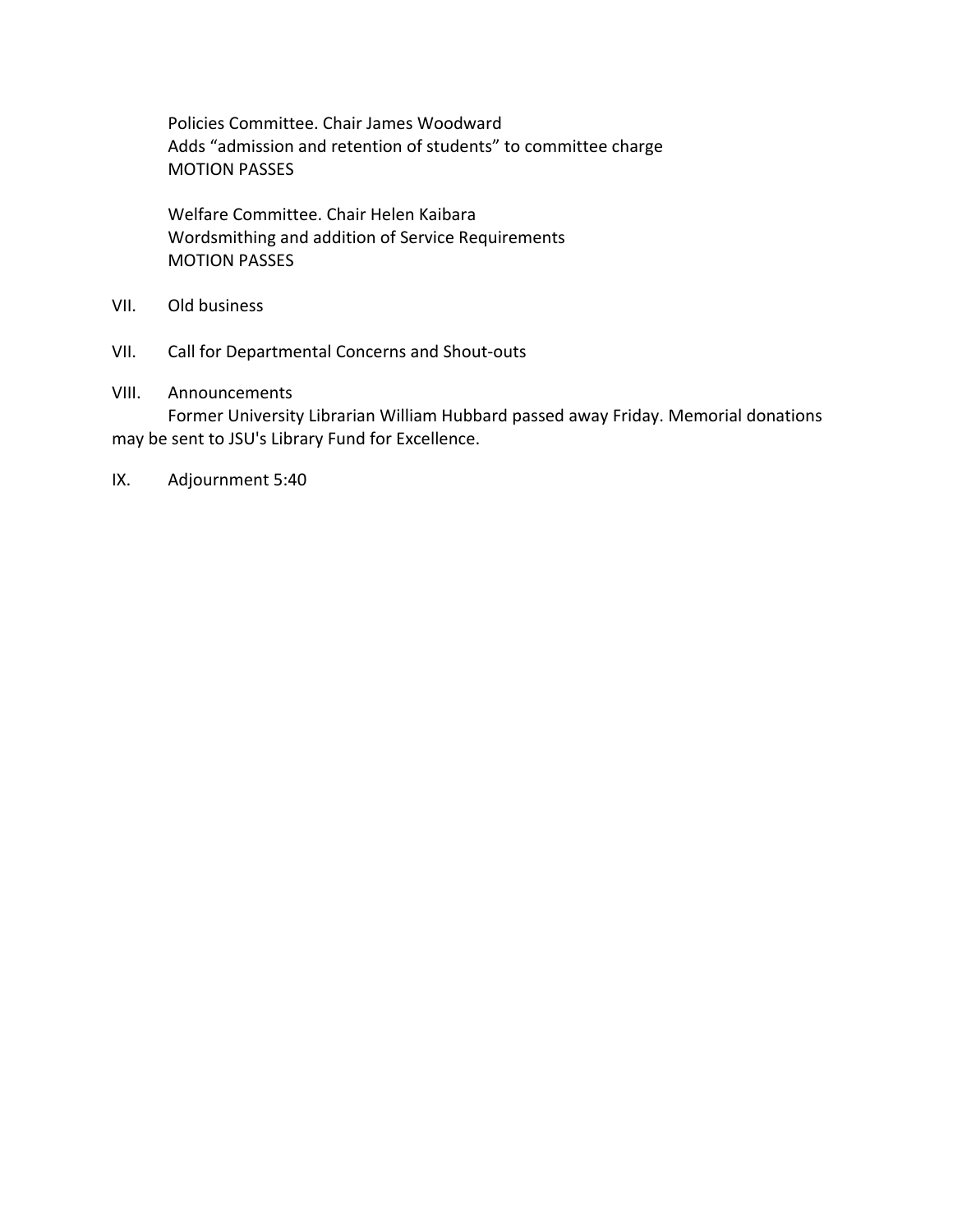Policies Committee. Chair James Woodward
Adds "admission and retention of students" to committee charge
MOTION PASSES

Welfare Committee. Chair Helen Kaibara
Wordsmithing and addition of Service Requirements
MOTION PASSES

VII. Old business

VII. Call for Departmental Concerns and Shout-outs

VIII. Announcements

Former University Librarian William Hubbard passed away Friday. Memorial donations may be sent to JSU's Library Fund for Excellence.

IX. Adjournment 5:40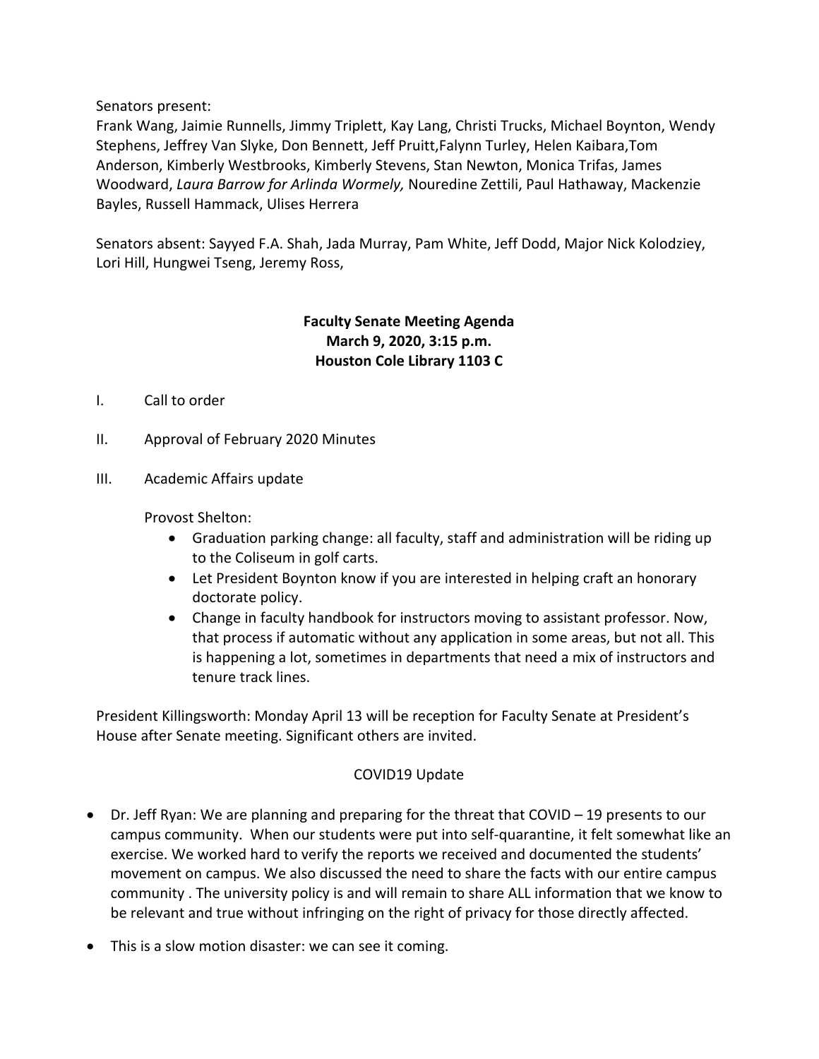Senators present:
Frank Wang, Jaimie Runnells, Jimmy Triplett, Kay Lang, Christi Trucks, Michael Boynton, Wendy Stephens, Jeffrey Van Slyke, Don Bennett, Jeff Pruitt,Falynn Turley, Helen Kaibara,Tom Anderson, Kimberly Westbrooks, Kimberly Stevens, Stan Newton, Monica Trifas, James Woodward, *Laura Barrow for Arlinda Wormely,* Nouredine Zettili, Paul Hathaway, Mackenzie Bayles, Russell Hammack, Ulises Herrera

Senators absent: Sayyed F.A. Shah, Jada Murray, Pam White, Jeff Dodd, Major Nick Kolodziey, Lori Hill, Hungwei Tseng, Jeremy Ross,

**Faculty Senate Meeting Agenda**
**March 9, 2020, 3:15 p.m.**
**Houston Cole Library 1103 C**

I. Call to order

II. Approval of February 2020 Minutes

III. Academic Affairs update

Provost Shelton:

- Graduation parking change: all faculty, staff and administration will be riding up to the Coliseum in golf carts.
- Let President Boynton know if you are interested in helping craft an honorary doctorate policy.
- Change in faculty handbook for instructors moving to assistant professor. Now, that process if automatic without any application in some areas, but not all. This is happening a lot, sometimes in departments that need a mix of instructors and tenure track lines.

President Killingsworth: Monday April 13 will be reception for Faculty Senate at President's House after Senate meeting. Significant others are invited.

COVID19 Update

- Dr. Jeff Ryan: We are planning and preparing for the threat that COVID – 19 presents to our campus community. When our students were put into self-quarantine, it felt somewhat like an exercise. We worked hard to verify the reports we received and documented the students' movement on campus. We also discussed the need to share the facts with our entire campus community . The university policy is and will remain to share ALL information that we know to be relevant and true without infringing on the right of privacy for those directly affected.
- This is a slow motion disaster: we can see it coming.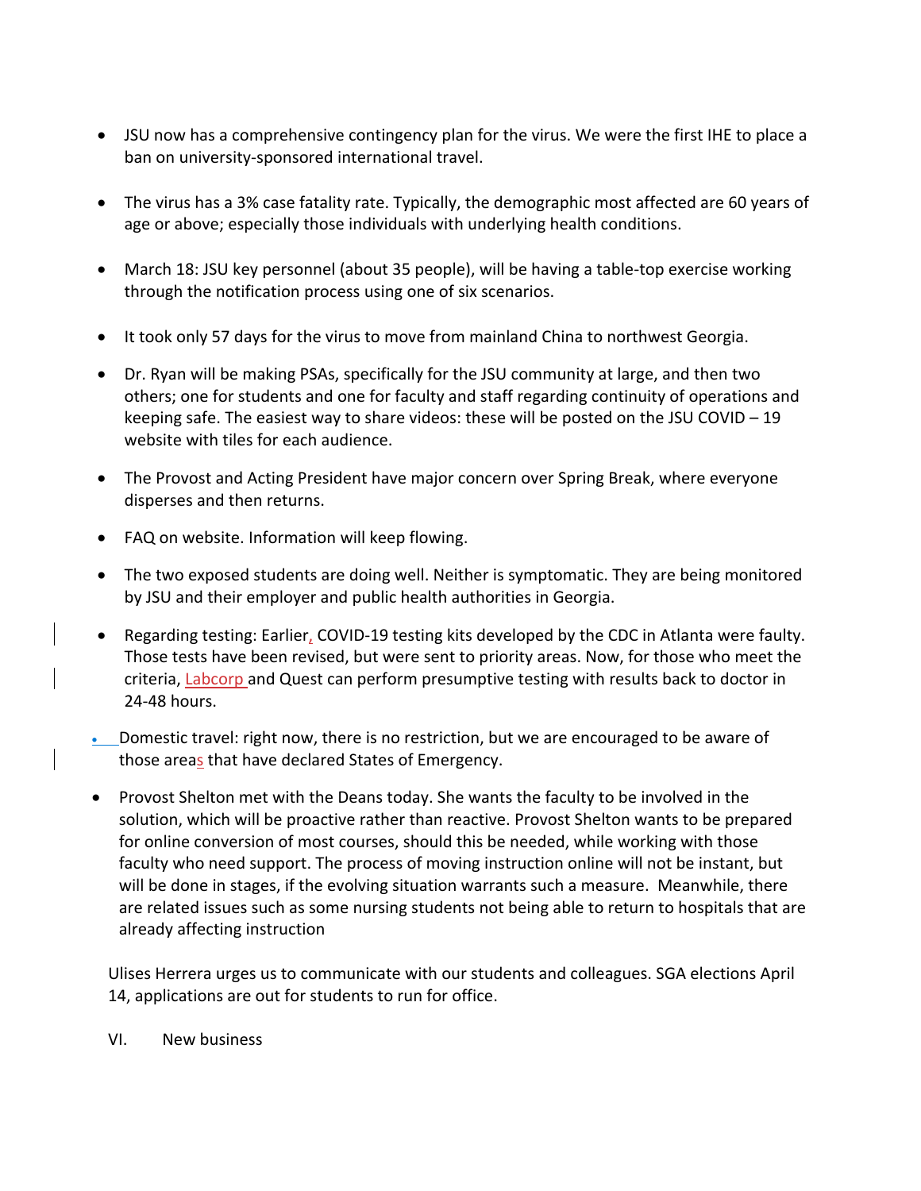- JSU now has a comprehensive contingency plan for the virus. We were the first IHE to place a ban on university-sponsored international travel.

- The virus has a 3% case fatality rate. Typically, the demographic most affected are 60 years of age or above; especially those individuals with underlying health conditions.

- March 18: JSU key personnel (about 35 people), will be having a table-top exercise working through the notification process using one of six scenarios.

- It took only 57 days for the virus to move from mainland China to northwest Georgia.

- Dr. Ryan will be making PSAs, specifically for the JSU community at large, and then two others; one for students and one for faculty and staff regarding continuity of operations and keeping safe. The easiest way to share videos: these will be posted on the JSU COVID – 19 website with tiles for each audience.

- The Provost and Acting President have major concern over Spring Break, where everyone disperses and then returns.

- FAQ on website. Information will keep flowing.

- The two exposed students are doing well. Neither is symptomatic. They are being monitored by JSU and their employer and public health authorities in Georgia.

- Regarding testing: Earlier, COVID-19 testing kits developed by the CDC in Atlanta were faulty. Those tests have been revised, but were sent to priority areas. Now, for those who meet the criteria, Labcorp and Quest can perform presumptive testing with results back to doctor in 24-48 hours.

- Domestic travel: right now, there is no restriction, but we are encouraged to be aware of those areas that have declared States of Emergency.

- Provost Shelton met with the Deans today. She wants the faculty to be involved in the solution, which will be proactive rather than reactive. Provost Shelton wants to be prepared for online conversion of most courses, should this be needed, while working with those faculty who need support. The process of moving instruction online will not be instant, but will be done in stages, if the evolving situation warrants such a measure. Meanwhile, there are related issues such as some nursing students not being able to return to hospitals that are already affecting instruction

Ulises Herrera urges us to communicate with our students and colleagues. SGA elections April 14, applications are out for students to run for office.

VI. New business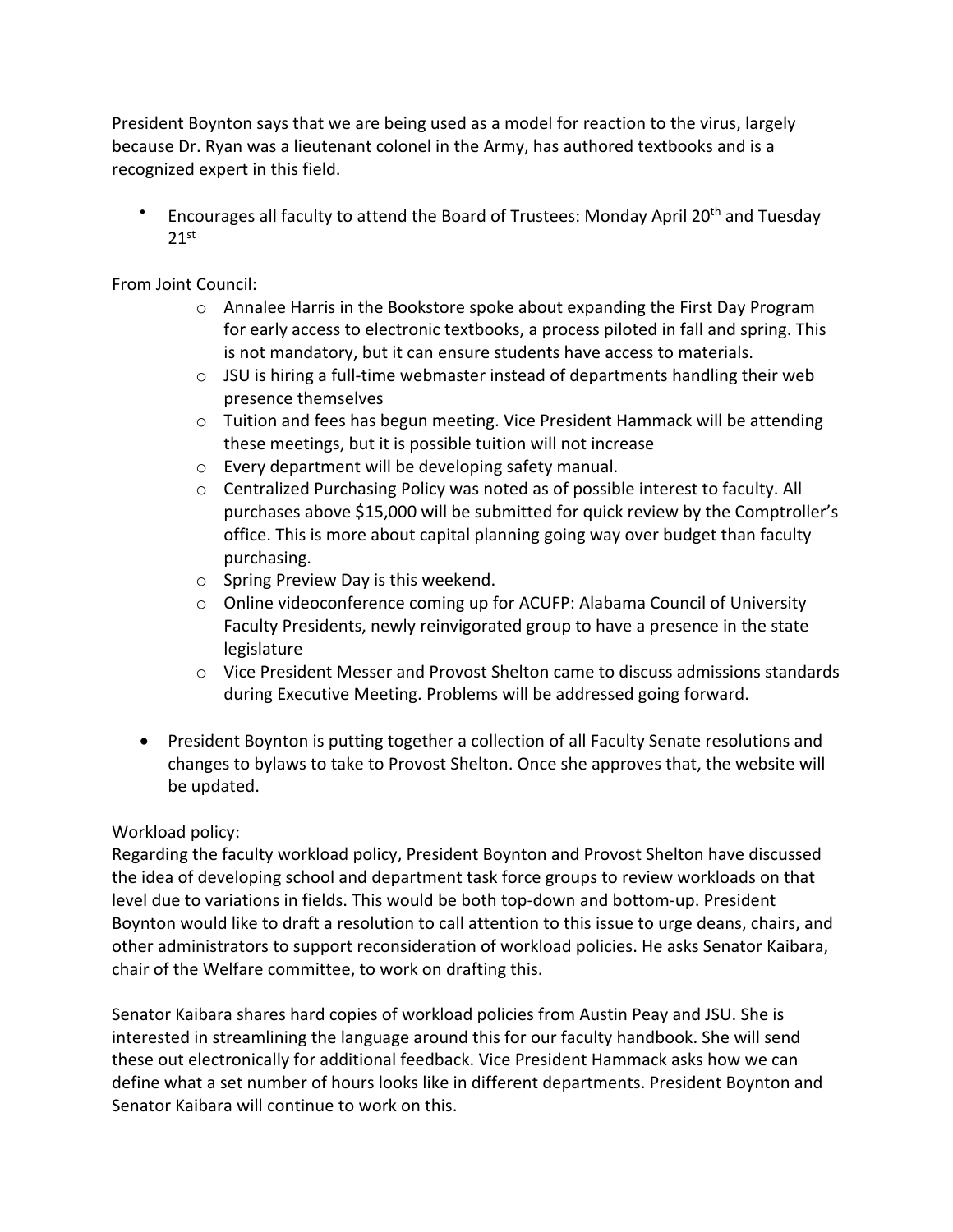President Boynton says that we are being used as a model for reaction to the virus, largely because Dr. Ryan was a lieutenant colonel in the Army, has authored textbooks and is a recognized expert in this field.

- Encourages all faculty to attend the Board of Trustees: Monday April 20th and Tuesday 21st

From Joint Council:

  - Annalee Harris in the Bookstore spoke about expanding the First Day Program for early access to electronic textbooks, a process piloted in fall and spring. This is not mandatory, but it can ensure students have access to materials.
  - JSU is hiring a full-time webmaster instead of departments handling their web presence themselves
  - Tuition and fees has begun meeting. Vice President Hammack will be attending these meetings, but it is possible tuition will not increase
  - Every department will be developing safety manual.
  - Centralized Purchasing Policy was noted as of possible interest to faculty. All purchases above $15,000 will be submitted for quick review by the Comptroller's office. This is more about capital planning going way over budget than faculty purchasing.
  - Spring Preview Day is this weekend.
  - Online videoconference coming up for ACUFP: Alabama Council of University Faculty Presidents, newly reinvigorated group to have a presence in the state legislature
  - Vice President Messer and Provost Shelton came to discuss admissions standards during Executive Meeting. Problems will be addressed going forward.

- President Boynton is putting together a collection of all Faculty Senate resolutions and changes to bylaws to take to Provost Shelton. Once she approves that, the website will be updated.

Workload policy:
Regarding the faculty workload policy, President Boynton and Provost Shelton have discussed the idea of developing school and department task force groups to review workloads on that level due to variations in fields. This would be both top-down and bottom-up. President Boynton would like to draft a resolution to call attention to this issue to urge deans, chairs, and other administrators to support reconsideration of workload policies. He asks Senator Kaibara, chair of the Welfare committee, to work on drafting this.

Senator Kaibara shares hard copies of workload policies from Austin Peay and JSU. She is interested in streamlining the language around this for our faculty handbook. She will send these out electronically for additional feedback. Vice President Hammack asks how we can define what a set number of hours looks like in different departments. President Boynton and Senator Kaibara will continue to work on this.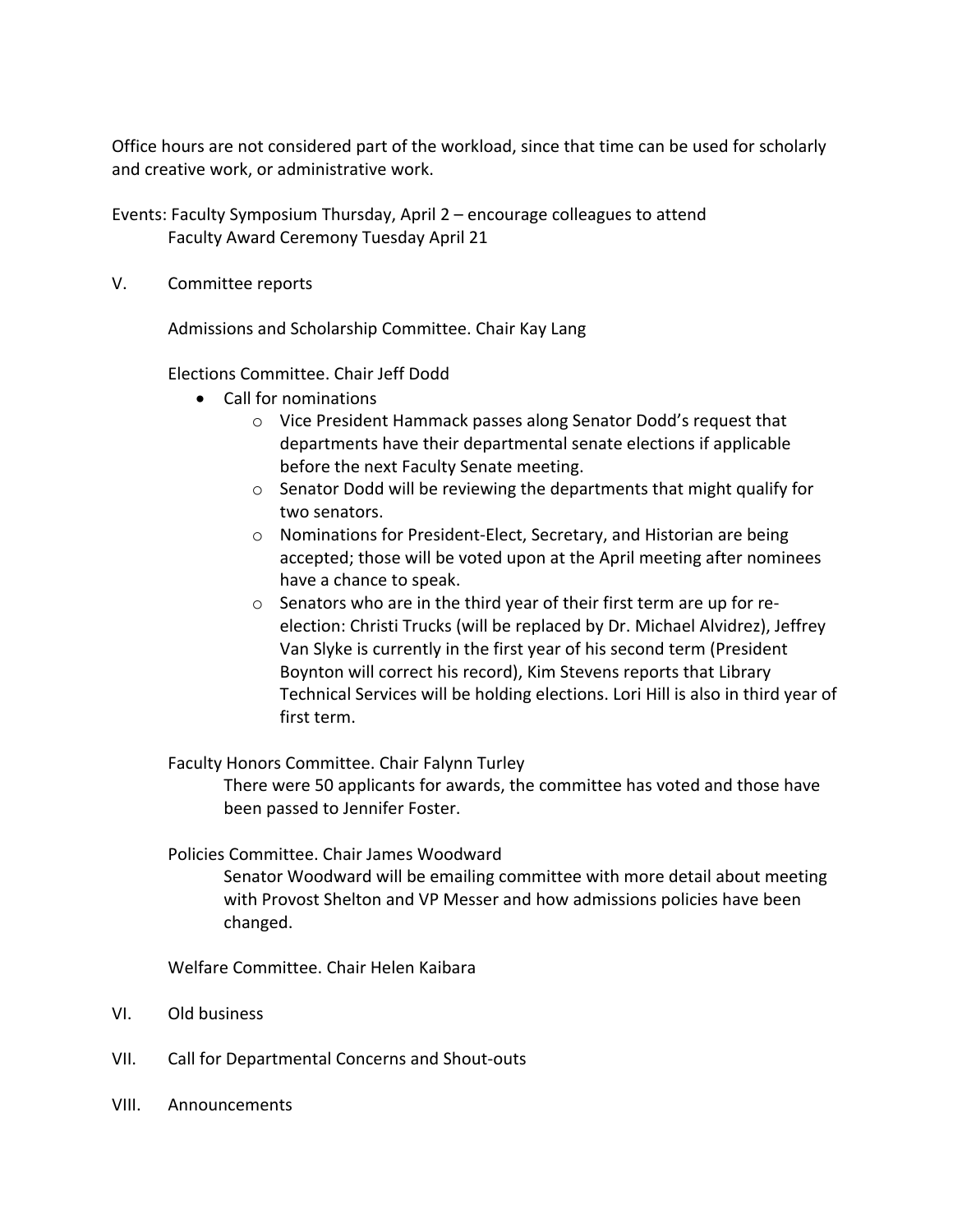Office hours are not considered part of the workload, since that time can be used for scholarly and creative work, or administrative work.

Events: Faculty Symposium Thursday, April 2 – encourage colleagues to attend
Faculty Award Ceremony Tuesday April 21

V. Committee reports

Admissions and Scholarship Committee. Chair Kay Lang

Elections Committee. Chair Jeff Dodd

- Call for nominations
    - Vice President Hammack passes along Senator Dodd's request that departments have their departmental senate elections if applicable before the next Faculty Senate meeting.
    - Senator Dodd will be reviewing the departments that might qualify for two senators.
    - Nominations for President-Elect, Secretary, and Historian are being accepted; those will be voted upon at the April meeting after nominees have a chance to speak.
    - Senators who are in the third year of their first term are up for re-election: Christi Trucks (will be replaced by Dr. Michael Alvidrez), Jeffrey Van Slyke is currently in the first year of his second term (President Boynton will correct his record), Kim Stevens reports that Library Technical Services will be holding elections. Lori Hill is also in third year of first term.

Faculty Honors Committee. Chair Falynn Turley

There were 50 applicants for awards, the committee has voted and those have been passed to Jennifer Foster.

Policies Committee. Chair James Woodward

Senator Woodward will be emailing committee with more detail about meeting with Provost Shelton and VP Messer and how admissions policies have been changed.

Welfare Committee. Chair Helen Kaibara

VI. Old business

VII. Call for Departmental Concerns and Shout-outs

VIII. Announcements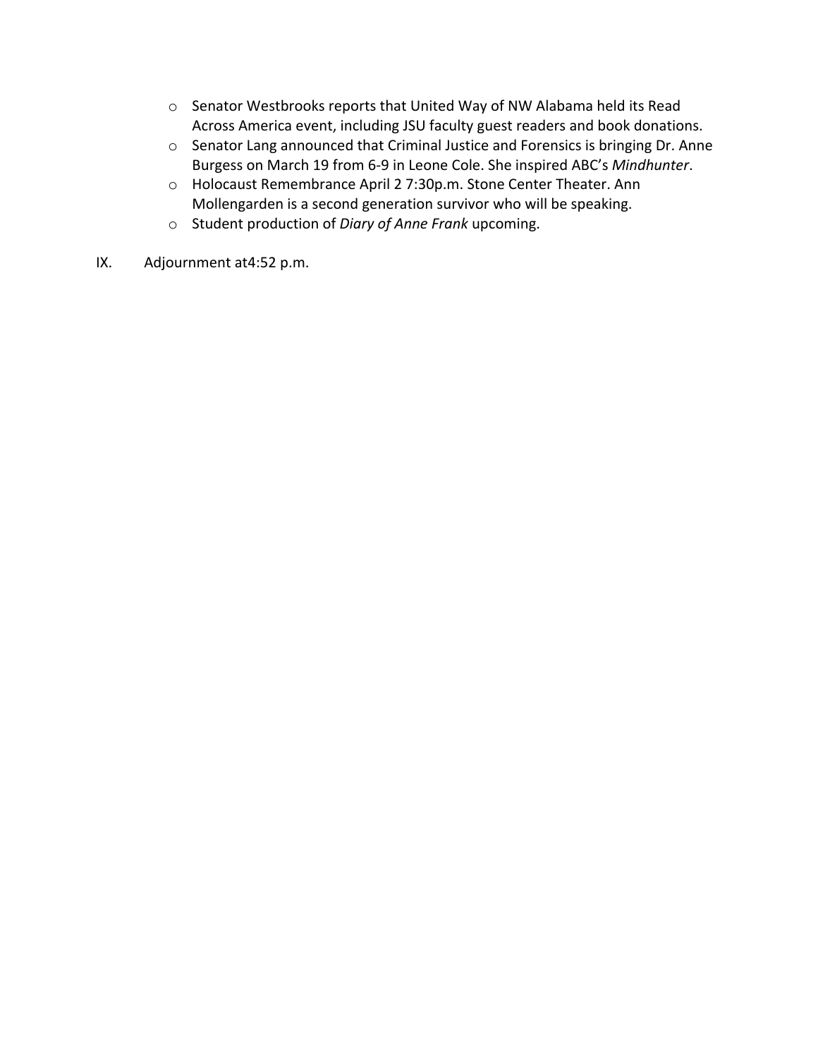- Senator Westbrooks reports that United Way of NW Alabama held its Read Across America event, including JSU faculty guest readers and book donations.
- Senator Lang announced that Criminal Justice and Forensics is bringing Dr. Anne Burgess on March 19 from 6-9 in Leone Cole. She inspired ABC's *Mindhunter*.
- Holocaust Remembrance April 2 7:30p.m. Stone Center Theater. Ann Mollengarden is a second generation survivor who will be speaking.
- Student production of *Diary of Anne Frank* upcoming.

IX. Adjournment at4:52 p.m.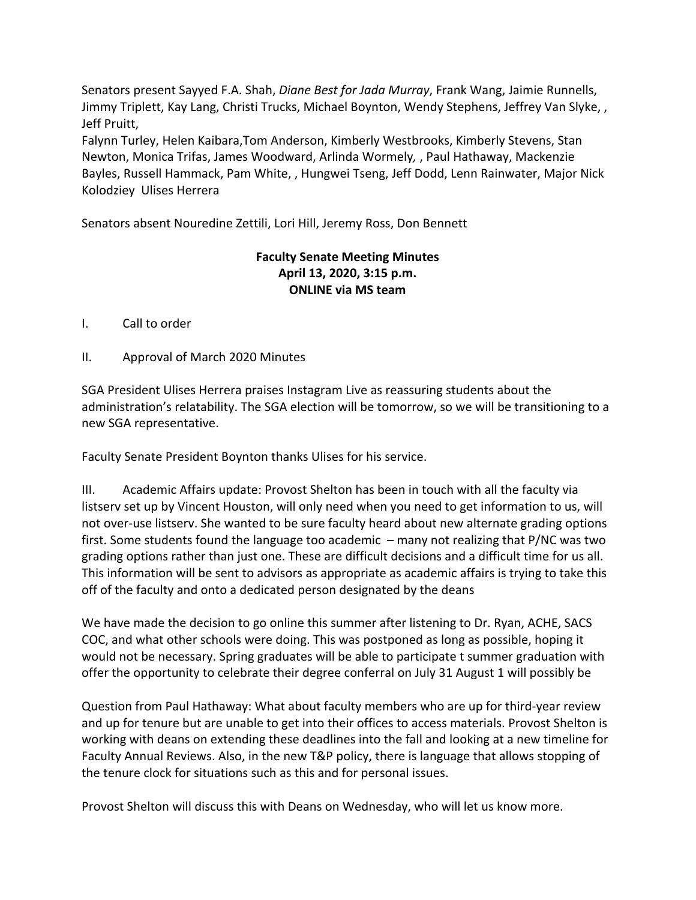Senators present Sayyed F.A. Shah, *Diane Best for Jada Murray*, Frank Wang, Jaimie Runnells, Jimmy Triplett, Kay Lang, Christi Trucks, Michael Boynton, Wendy Stephens, Jeffrey Van Slyke, , Jeff Pruitt,
Falynn Turley, Helen Kaibara,Tom Anderson, Kimberly Westbrooks, Kimberly Stevens, Stan Newton, Monica Trifas, James Woodward, Arlinda Wormely, , Paul Hathaway, Mackenzie Bayles, Russell Hammack, Pam White, , Hungwei Tseng, Jeff Dodd, Lenn Rainwater, Major Nick Kolodziey Ulises Herrera

Senators absent Nouredine Zettili, Lori Hill, Jeremy Ross, Don Bennett

**Faculty Senate Meeting Minutes**
**April 13, 2020, 3:15 p.m.**
**ONLINE via MS team**

I. Call to order

II. Approval of March 2020 Minutes

SGA President Ulises Herrera praises Instagram Live as reassuring students about the administration's relatability. The SGA election will be tomorrow, so we will be transitioning to a new SGA representative.

Faculty Senate President Boynton thanks Ulises for his service.

III. Academic Affairs update: Provost Shelton has been in touch with all the faculty via listserv set up by Vincent Houston, will only need when you need to get information to us, will not over-use listserv. She wanted to be sure faculty heard about new alternate grading options first. Some students found the language too academic – many not realizing that P/NC was two grading options rather than just one. These are difficult decisions and a difficult time for us all. This information will be sent to advisors as appropriate as academic affairs is trying to take this off of the faculty and onto a dedicated person designated by the deans

We have made the decision to go online this summer after listening to Dr. Ryan, ACHE, SACS COC, and what other schools were doing. This was postponed as long as possible, hoping it would not be necessary. Spring graduates will be able to participate t summer graduation with offer the opportunity to celebrate their degree conferral on July 31 August 1 will possibly be

Question from Paul Hathaway: What about faculty members who are up for third-year review and up for tenure but are unable to get into their offices to access materials. Provost Shelton is working with deans on extending these deadlines into the fall and looking at a new timeline for Faculty Annual Reviews. Also, in the new T&P policy, there is language that allows stopping of the tenure clock for situations such as this and for personal issues.

Provost Shelton will discuss this with Deans on Wednesday, who will let us know more.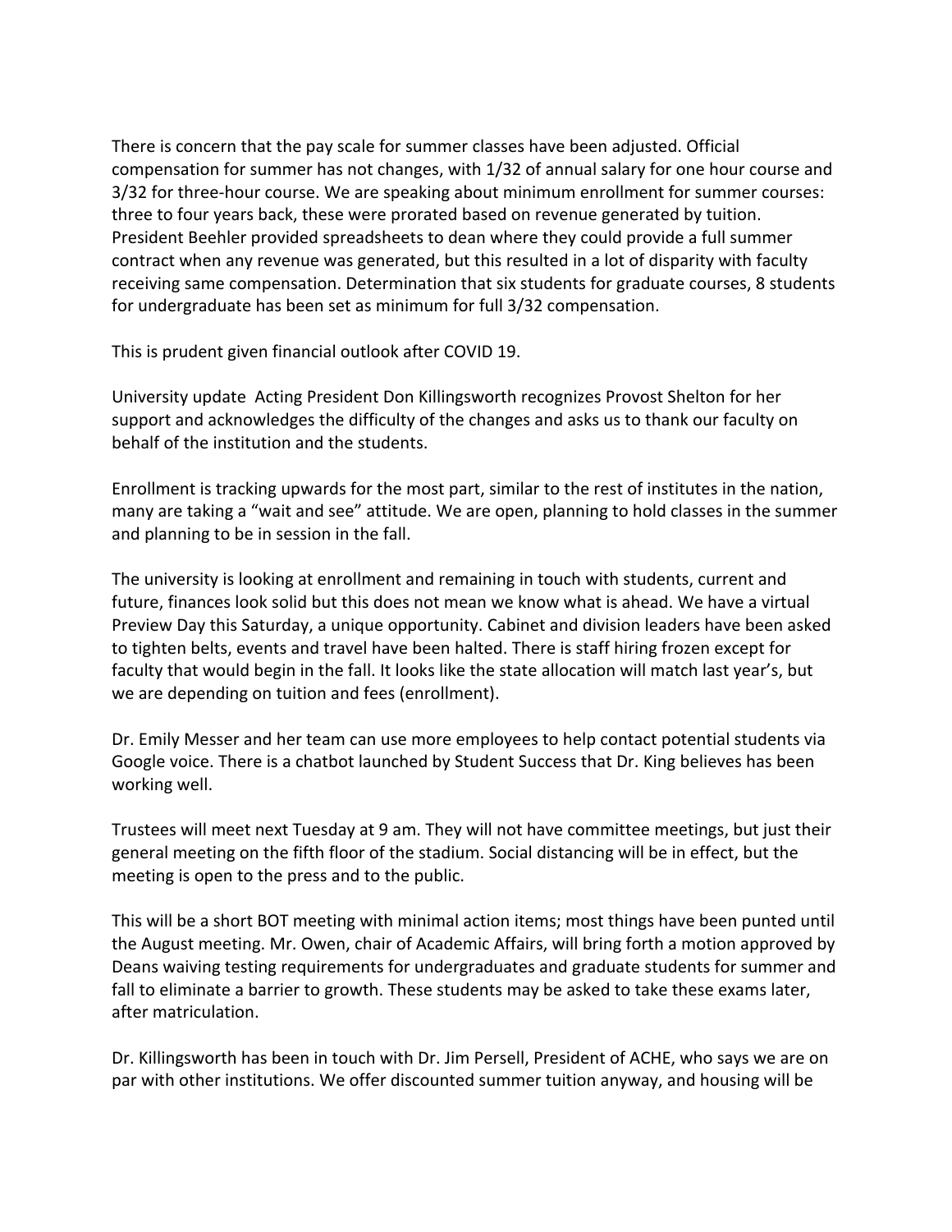There is concern that the pay scale for summer classes have been adjusted. Official compensation for summer has not changes, with 1/32 of annual salary for one hour course and 3/32 for three-hour course. We are speaking about minimum enrollment for summer courses: three to four years back, these were prorated based on revenue generated by tuition. President Beehler provided spreadsheets to dean where they could provide a full summer contract when any revenue was generated, but this resulted in a lot of disparity with faculty receiving same compensation. Determination that six students for graduate courses, 8 students for undergraduate has been set as minimum for full 3/32 compensation.

This is prudent given financial outlook after COVID 19.

University update  Acting President Don Killingsworth recognizes Provost Shelton for her support and acknowledges the difficulty of the changes and asks us to thank our faculty on behalf of the institution and the students.

Enrollment is tracking upwards for the most part, similar to the rest of institutes in the nation, many are taking a "wait and see" attitude. We are open, planning to hold classes in the summer and planning to be in session in the fall.

The university is looking at enrollment and remaining in touch with students, current and future, finances look solid but this does not mean we know what is ahead. We have a virtual Preview Day this Saturday, a unique opportunity. Cabinet and division leaders have been asked to tighten belts, events and travel have been halted. There is staff hiring frozen except for faculty that would begin in the fall. It looks like the state allocation will match last year's, but we are depending on tuition and fees (enrollment).

Dr. Emily Messer and her team can use more employees to help contact potential students via Google voice. There is a chatbot launched by Student Success that Dr. King believes has been working well.

Trustees will meet next Tuesday at 9 am. They will not have committee meetings, but just their general meeting on the fifth floor of the stadium. Social distancing will be in effect, but the meeting is open to the press and to the public.

This will be a short BOT meeting with minimal action items; most things have been punted until the August meeting. Mr. Owen, chair of Academic Affairs, will bring forth a motion approved by Deans waiving testing requirements for undergraduates and graduate students for summer and fall to eliminate a barrier to growth. These students may be asked to take these exams later, after matriculation.

Dr. Killingsworth has been in touch with Dr. Jim Persell, President of ACHE, who says we are on par with other institutions. We offer discounted summer tuition anyway, and housing will be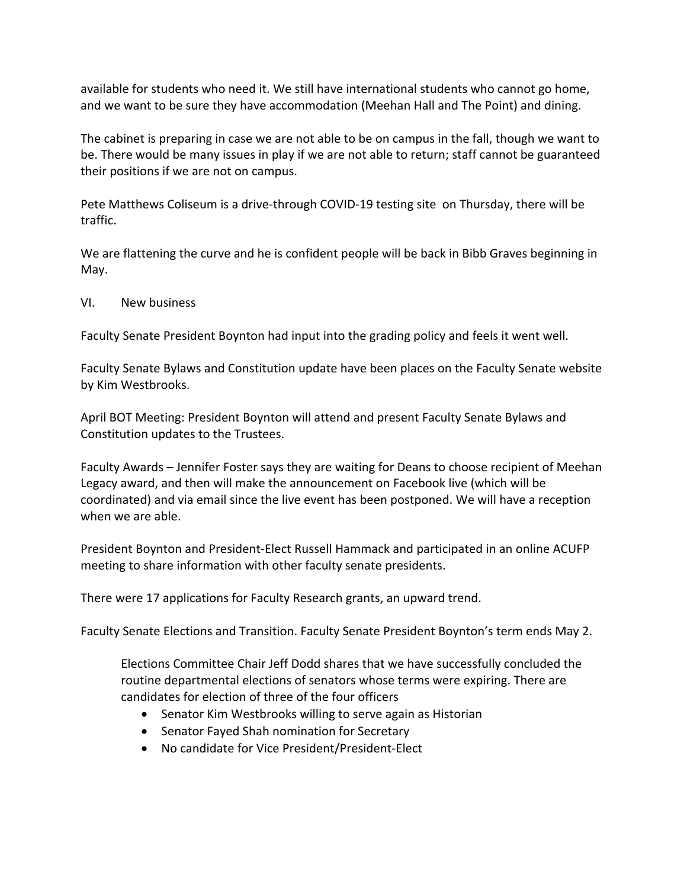available for students who need it. We still have international students who cannot go home, and we want to be sure they have accommodation (Meehan Hall and The Point) and dining.

The cabinet is preparing in case we are not able to be on campus in the fall, though we want to be. There would be many issues in play if we are not able to return; staff cannot be guaranteed their positions if we are not on campus.

Pete Matthews Coliseum is a drive-through COVID-19 testing site on Thursday, there will be traffic.

We are flattening the curve and he is confident people will be back in Bibb Graves beginning in May.

VI. New business

Faculty Senate President Boynton had input into the grading policy and feels it went well.

Faculty Senate Bylaws and Constitution update have been places on the Faculty Senate website by Kim Westbrooks.

April BOT Meeting: President Boynton will attend and present Faculty Senate Bylaws and Constitution updates to the Trustees.

Faculty Awards – Jennifer Foster says they are waiting for Deans to choose recipient of Meehan Legacy award, and then will make the announcement on Facebook live (which will be coordinated) and via email since the live event has been postponed. We will have a reception when we are able.

President Boynton and President-Elect Russell Hammack and participated in an online ACUFP meeting to share information with other faculty senate presidents.

There were 17 applications for Faculty Research grants, an upward trend.

Faculty Senate Elections and Transition. Faculty Senate President Boynton's term ends May 2.

> Elections Committee Chair Jeff Dodd shares that we have successfully concluded the routine departmental elections of senators whose terms were expiring. There are candidates for election of three of the four officers
>
> - Senator Kim Westbrooks willing to serve again as Historian
> - Senator Fayed Shah nomination for Secretary
> - No candidate for Vice President/President-Elect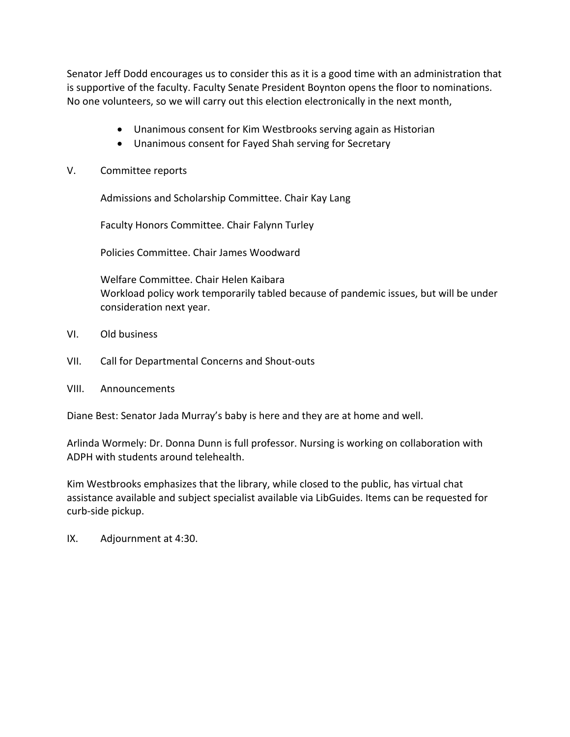Senator Jeff Dodd encourages us to consider this as it is a good time with an administration that is supportive of the faculty. Faculty Senate President Boynton opens the floor to nominations. No one volunteers, so we will carry out this election electronically in the next month,

- Unanimous consent for Kim Westbrooks serving again as Historian
- Unanimous consent for Fayed Shah serving for Secretary

V. Committee reports

Admissions and Scholarship Committee. Chair Kay Lang

Faculty Honors Committee. Chair Falynn Turley

Policies Committee. Chair James Woodward

Welfare Committee. Chair Helen Kaibara
Workload policy work temporarily tabled because of pandemic issues, but will be under consideration next year.

VI. Old business

VII. Call for Departmental Concerns and Shout-outs

VIII. Announcements

Diane Best: Senator Jada Murray's baby is here and they are at home and well.

Arlinda Wormely: Dr. Donna Dunn is full professor. Nursing is working on collaboration with ADPH with students around telehealth.

Kim Westbrooks emphasizes that the library, while closed to the public, has virtual chat assistance available and subject specialist available via LibGuides. Items can be requested for curb-side pickup.

IX. Adjournment at 4:30.